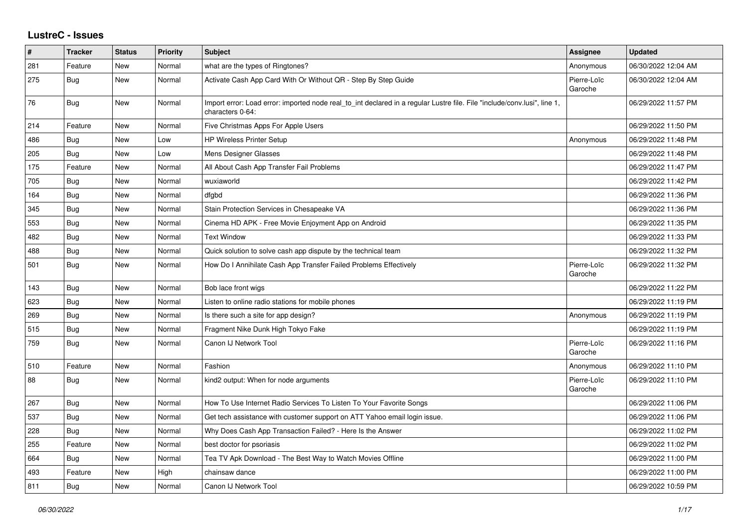# LustreC - Issues

| # | Tracker | Status | Priority | Subject | Assignee | Updated |
|---|---|---|---|---|---|---|
| 281 | Feature | New | Normal | what are the types of Ringtones? | Anonymous | 06/30/2022 12:04 AM |
| 275 | Bug | New | Normal | Activate Cash App Card With Or Without QR - Step By Step Guide | Pierre-Loïc Garoche | 06/30/2022 12:04 AM |
| 76 | Bug | New | Normal | Import error: Load error: imported node real_to_int declared in a regular Lustre file. File "include/conv.lusi", line 1, characters 0-64: | | 06/29/2022 11:57 PM |
| 214 | Feature | New | Normal | Five Christmas Apps For Apple Users | | 06/29/2022 11:50 PM |
| 486 | Bug | New | Low | HP Wireless Printer Setup | Anonymous | 06/29/2022 11:48 PM |
| 205 | Bug | New | Low | Mens Designer Glasses | | 06/29/2022 11:48 PM |
| 175 | Feature | New | Normal | All About Cash App Transfer Fail Problems | | 06/29/2022 11:47 PM |
| 705 | Bug | New | Normal | wuxiaworld | | 06/29/2022 11:42 PM |
| 164 | Bug | New | Normal | dfgbd | | 06/29/2022 11:36 PM |
| 345 | Bug | New | Normal | Stain Protection Services in Chesapeake VA | | 06/29/2022 11:36 PM |
| 553 | Bug | New | Normal | Cinema HD APK - Free Movie Enjoyment App on Android | | 06/29/2022 11:35 PM |
| 482 | Bug | New | Normal | Text Window | | 06/29/2022 11:33 PM |
| 488 | Bug | New | Normal | Quick solution to solve cash app dispute by the technical team | | 06/29/2022 11:32 PM |
| 501 | Bug | New | Normal | How Do I Annihilate Cash App Transfer Failed Problems Effectively | Pierre-Loïc Garoche | 06/29/2022 11:32 PM |
| 143 | Bug | New | Normal | Bob lace front wigs | | 06/29/2022 11:22 PM |
| 623 | Bug | New | Normal | Listen to online radio stations for mobile phones | | 06/29/2022 11:19 PM |
| 269 | Bug | New | Normal | Is there such a site for app design? | Anonymous | 06/29/2022 11:19 PM |
| 515 | Bug | New | Normal | Fragment Nike Dunk High Tokyo Fake | | 06/29/2022 11:19 PM |
| 759 | Bug | New | Normal | Canon IJ Network Tool | Pierre-Loïc Garoche | 06/29/2022 11:16 PM |
| 510 | Feature | New | Normal | Fashion | Anonymous | 06/29/2022 11:10 PM |
| 88 | Bug | New | Normal | kind2 output: When for node arguments | Pierre-Loïc Garoche | 06/29/2022 11:10 PM |
| 267 | Bug | New | Normal | How To Use Internet Radio Services To Listen To Your Favorite Songs | | 06/29/2022 11:06 PM |
| 537 | Bug | New | Normal | Get tech assistance with customer support on ATT Yahoo email login issue. | | 06/29/2022 11:06 PM |
| 228 | Bug | New | Normal | Why Does Cash App Transaction Failed? - Here Is the Answer | | 06/29/2022 11:02 PM |
| 255 | Feature | New | Normal | best doctor for psoriasis | | 06/29/2022 11:02 PM |
| 664 | Bug | New | Normal | Tea TV Apk Download - The Best Way to Watch Movies Offline | | 06/29/2022 11:00 PM |
| 493 | Feature | New | High | chainsaw dance | | 06/29/2022 11:00 PM |
| 811 | Bug | New | Normal | Canon IJ Network Tool | | 06/29/2022 10:59 PM |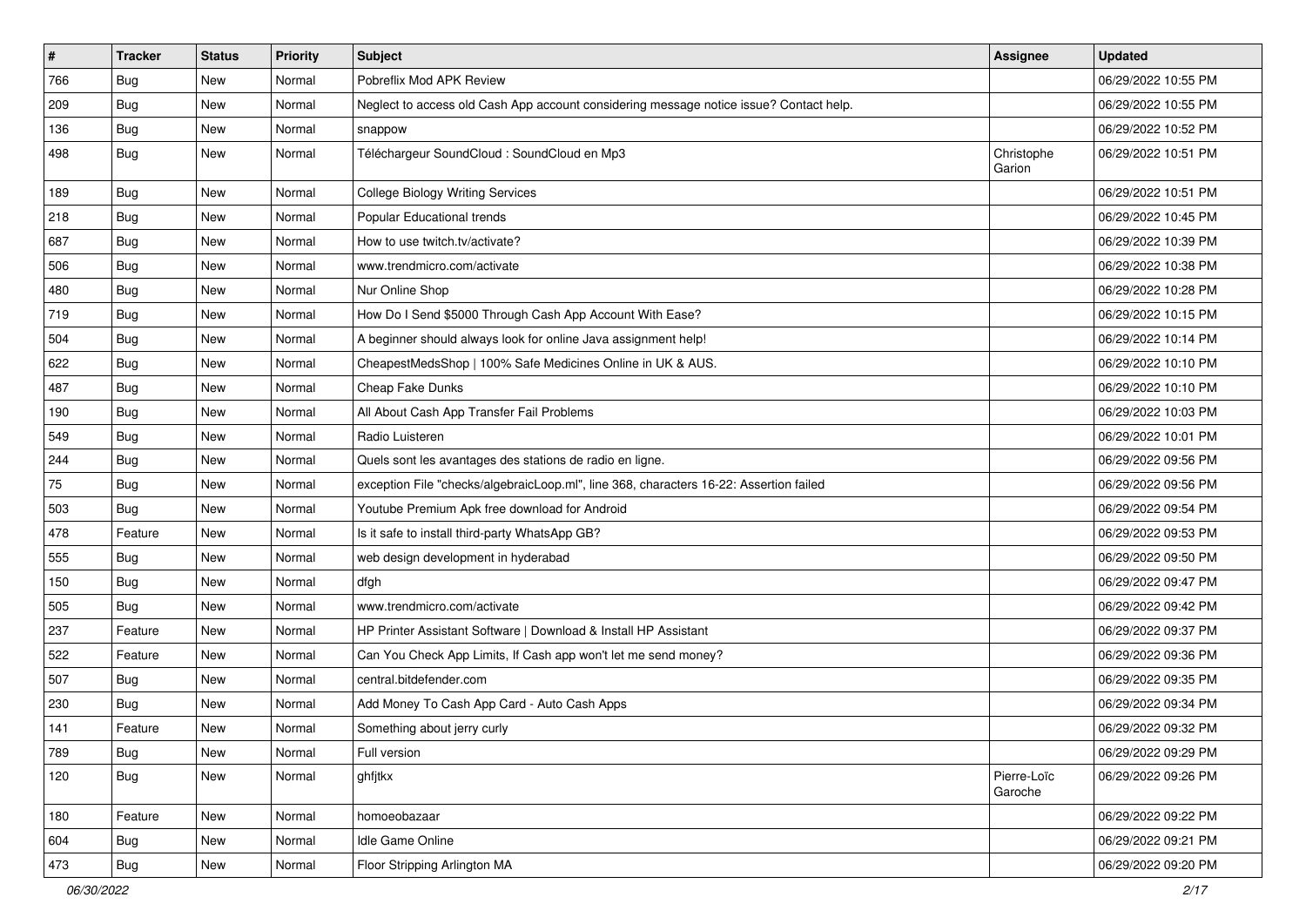| # | Tracker | Status | Priority | Subject | Assignee | Updated |
| --- | --- | --- | --- | --- | --- | --- |
| 766 | Bug | New | Normal | Pobreflix Mod APK Review | | 06/29/2022 10:55 PM |
| 209 | Bug | New | Normal | Neglect to access old Cash App account considering message notice issue? Contact help. | | 06/29/2022 10:55 PM |
| 136 | Bug | New | Normal | snappow | | 06/29/2022 10:52 PM |
| 498 | Bug | New | Normal | Téléchargeur SoundCloud : SoundCloud en Mp3 | Christophe Garion | 06/29/2022 10:51 PM |
| 189 | Bug | New | Normal | College Biology Writing Services | | 06/29/2022 10:51 PM |
| 218 | Bug | New | Normal | Popular Educational trends | | 06/29/2022 10:45 PM |
| 687 | Bug | New | Normal | How to use twitch.tv/activate? | | 06/29/2022 10:39 PM |
| 506 | Bug | New | Normal | www.trendmicro.com/activate | | 06/29/2022 10:38 PM |
| 480 | Bug | New | Normal | Nur Online Shop | | 06/29/2022 10:28 PM |
| 719 | Bug | New | Normal | How Do I Send $5000 Through Cash App Account With Ease? | | 06/29/2022 10:15 PM |
| 504 | Bug | New | Normal | A beginner should always look for online Java assignment help! | | 06/29/2022 10:14 PM |
| 622 | Bug | New | Normal | CheapestMedsShop \| 100% Safe Medicines Online in UK & AUS. | | 06/29/2022 10:10 PM |
| 487 | Bug | New | Normal | Cheap Fake Dunks | | 06/29/2022 10:10 PM |
| 190 | Bug | New | Normal | All About Cash App Transfer Fail Problems | | 06/29/2022 10:03 PM |
| 549 | Bug | New | Normal | Radio Luisteren | | 06/29/2022 10:01 PM |
| 244 | Bug | New | Normal | Quels sont les avantages des stations de radio en ligne. | | 06/29/2022 09:56 PM |
| 75 | Bug | New | Normal | exception File "checks/algebraicLoop.ml", line 368, characters 16-22: Assertion failed | | 06/29/2022 09:56 PM |
| 503 | Bug | New | Normal | Youtube Premium Apk free download for Android | | 06/29/2022 09:54 PM |
| 478 | Feature | New | Normal | Is it safe to install third-party WhatsApp GB? | | 06/29/2022 09:53 PM |
| 555 | Bug | New | Normal | web design development in hyderabad | | 06/29/2022 09:50 PM |
| 150 | Bug | New | Normal | dfgh | | 06/29/2022 09:47 PM |
| 505 | Bug | New | Normal | www.trendmicro.com/activate | | 06/29/2022 09:42 PM |
| 237 | Feature | New | Normal | HP Printer Assistant Software \| Download & Install HP Assistant | | 06/29/2022 09:37 PM |
| 522 | Feature | New | Normal | Can You Check App Limits, If Cash app won't let me send money? | | 06/29/2022 09:36 PM |
| 507 | Bug | New | Normal | central.bitdefender.com | | 06/29/2022 09:35 PM |
| 230 | Bug | New | Normal | Add Money To Cash App Card - Auto Cash Apps | | 06/29/2022 09:34 PM |
| 141 | Feature | New | Normal | Something about jerry curly | | 06/29/2022 09:32 PM |
| 789 | Bug | New | Normal | Full version | | 06/29/2022 09:29 PM |
| 120 | Bug | New | Normal | ghfjtkx | Pierre-Loïc Garoche | 06/29/2022 09:26 PM |
| 180 | Feature | New | Normal | homoeobazaar | | 06/29/2022 09:22 PM |
| 604 | Bug | New | Normal | Idle Game Online | | 06/29/2022 09:21 PM |
| 473 | Bug | New | Normal | Floor Stripping Arlington MA | | 06/29/2022 09:20 PM |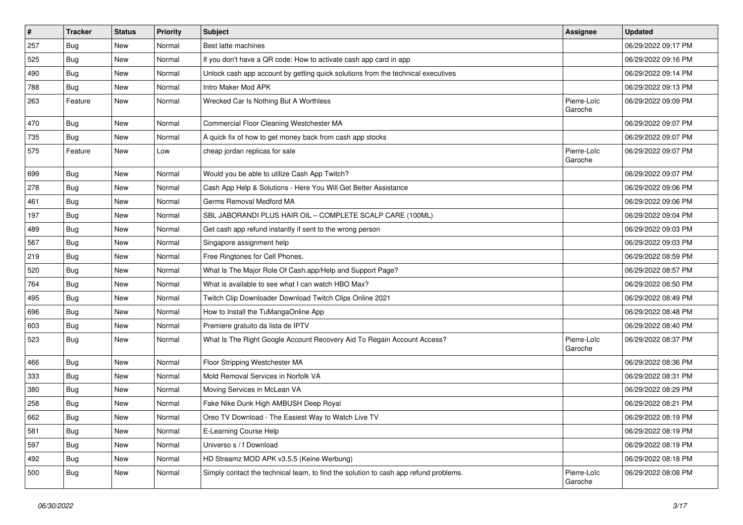| # | Tracker | Status | Priority | Subject | Assignee | Updated |
|---|---|---|---|---|---|---|
| 257 | Bug | New | Normal | Best latte machines | | 06/29/2022 09:17 PM |
| 525 | Bug | New | Normal | If you don't have a QR code: How to activate cash app card in app | | 06/29/2022 09:16 PM |
| 490 | Bug | New | Normal | Unlock cash app account by getting quick solutions from the technical executives | | 06/29/2022 09:14 PM |
| 788 | Bug | New | Normal | Intro Maker Mod APK | | 06/29/2022 09:13 PM |
| 263 | Feature | New | Normal | Wrecked Car Is Nothing But A Worthless | Pierre-Loïc Garoche | 06/29/2022 09:09 PM |
| 470 | Bug | New | Normal | Commercial Floor Cleaning Westchester MA | | 06/29/2022 09:07 PM |
| 735 | Bug | New | Normal | A quick fix of how to get money back from cash app stocks | | 06/29/2022 09:07 PM |
| 575 | Feature | New | Low | cheap jordan replicas for sale | Pierre-Loïc Garoche | 06/29/2022 09:07 PM |
| 699 | Bug | New | Normal | Would you be able to utilize Cash App Twitch? | | 06/29/2022 09:07 PM |
| 278 | Bug | New | Normal | Cash App Help & Solutions - Here You Will Get Better Assistance | | 06/29/2022 09:06 PM |
| 461 | Bug | New | Normal | Germs Removal Medford MA | | 06/29/2022 09:06 PM |
| 197 | Bug | New | Normal | SBL JABORANDI PLUS HAIR OIL – COMPLETE SCALP CARE (100ML) | | 06/29/2022 09:04 PM |
| 489 | Bug | New | Normal | Get cash app refund instantly if sent to the wrong person | | 06/29/2022 09:03 PM |
| 567 | Bug | New | Normal | Singapore assignment help | | 06/29/2022 09:03 PM |
| 219 | Bug | New | Normal | Free Ringtones for Cell Phones. | | 06/29/2022 08:59 PM |
| 520 | Bug | New | Normal | What Is The Major Role Of Cash.app/Help and Support Page? | | 06/29/2022 08:57 PM |
| 764 | Bug | New | Normal | What is available to see what I can watch HBO Max? | | 06/29/2022 08:50 PM |
| 495 | Bug | New | Normal | Twitch Clip Downloader Download Twitch Clips Online 2021 | | 06/29/2022 08:49 PM |
| 696 | Bug | New | Normal | How to Install the TuMangaOnline App | | 06/29/2022 08:48 PM |
| 603 | Bug | New | Normal | Premiere gratuito da lista de IPTV | | 06/29/2022 08:40 PM |
| 523 | Bug | New | Normal | What Is The Right Google Account Recovery Aid To Regain Account Access? | Pierre-Loïc Garoche | 06/29/2022 08:37 PM |
| 466 | Bug | New | Normal | Floor Stripping Westchester MA | | 06/29/2022 08:36 PM |
| 333 | Bug | New | Normal | Mold Removal Services in Norfolk VA | | 06/29/2022 08:31 PM |
| 380 | Bug | New | Normal | Moving Services in McLean VA | | 06/29/2022 08:29 PM |
| 258 | Bug | New | Normal | Fake Nike Dunk High AMBUSH Deep Royal | | 06/29/2022 08:21 PM |
| 662 | Bug | New | Normal | Oreo TV Download - The Easiest Way to Watch Live TV | | 06/29/2022 08:19 PM |
| 581 | Bug | New | Normal | E-Learning Course Help | | 06/29/2022 08:19 PM |
| 597 | Bug | New | Normal | Universo s / f Download | | 06/29/2022 08:19 PM |
| 492 | Bug | New | Normal | HD Streamz MOD APK v3.5.5 (Keine Werbung) | | 06/29/2022 08:18 PM |
| 500 | Bug | New | Normal | Simply contact the technical team, to find the solution to cash app refund problems. | Pierre-Loïc Garoche | 06/29/2022 08:08 PM |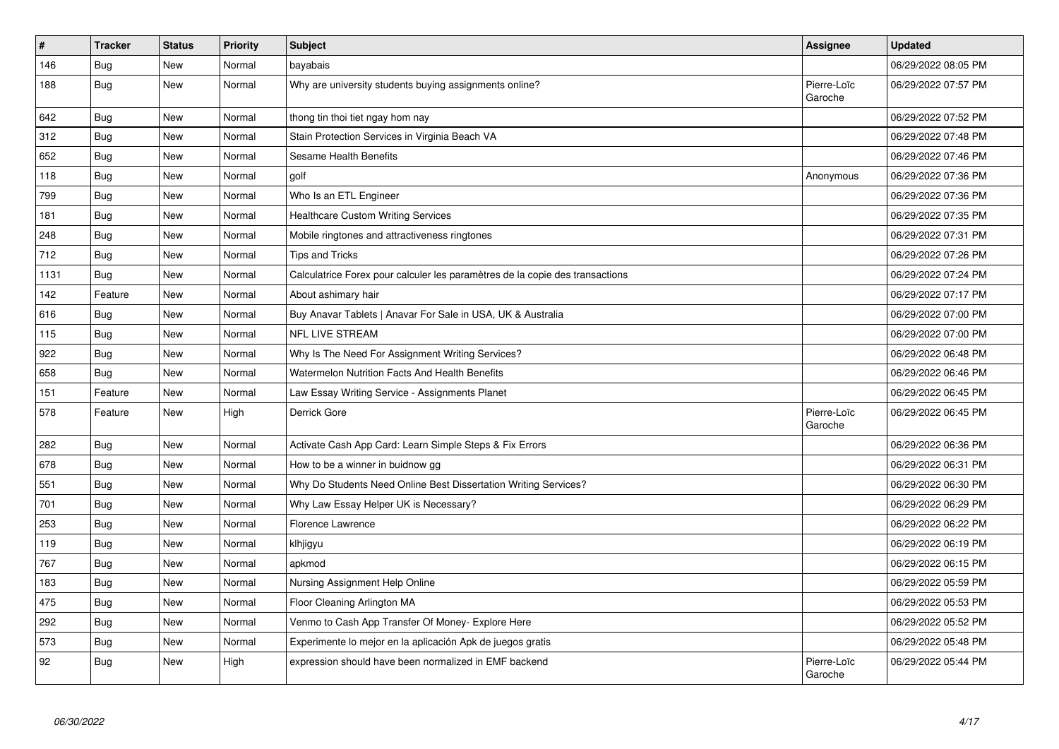| # | Tracker | Status | Priority | Subject | Assignee | Updated |
|---|---|---|---|---|---|---|
| 146 | Bug | New | Normal | bayabais | | 06/29/2022 08:05 PM |
| 188 | Bug | New | Normal | Why are university students buying assignments online? | Pierre-Loïc Garoche | 06/29/2022 07:57 PM |
| 642 | Bug | New | Normal | thong tin thoi tiet ngay hom nay | | 06/29/2022 07:52 PM |
| 312 | Bug | New | Normal | Stain Protection Services in Virginia Beach VA | | 06/29/2022 07:48 PM |
| 652 | Bug | New | Normal | Sesame Health Benefits | | 06/29/2022 07:46 PM |
| 118 | Bug | New | Normal | golf | Anonymous | 06/29/2022 07:36 PM |
| 799 | Bug | New | Normal | Who Is an ETL Engineer | | 06/29/2022 07:36 PM |
| 181 | Bug | New | Normal | Healthcare Custom Writing Services | | 06/29/2022 07:35 PM |
| 248 | Bug | New | Normal | Mobile ringtones and attractiveness ringtones | | 06/29/2022 07:31 PM |
| 712 | Bug | New | Normal | Tips and Tricks | | 06/29/2022 07:26 PM |
| 1131 | Bug | New | Normal | Calculatrice Forex pour calculer les paramètres de la copie des transactions | | 06/29/2022 07:24 PM |
| 142 | Feature | New | Normal | About ashimary hair | | 06/29/2022 07:17 PM |
| 616 | Bug | New | Normal | Buy Anavar Tablets \| Anavar For Sale in USA, UK & Australia | | 06/29/2022 07:00 PM |
| 115 | Bug | New | Normal | NFL LIVE STREAM | | 06/29/2022 07:00 PM |
| 922 | Bug | New | Normal | Why Is The Need For Assignment Writing Services? | | 06/29/2022 06:48 PM |
| 658 | Bug | New | Normal | Watermelon Nutrition Facts And Health Benefits | | 06/29/2022 06:46 PM |
| 151 | Feature | New | Normal | Law Essay Writing Service - Assignments Planet | | 06/29/2022 06:45 PM |
| 578 | Feature | New | High | Derrick Gore | Pierre-Loïc Garoche | 06/29/2022 06:45 PM |
| 282 | Bug | New | Normal | Activate Cash App Card: Learn Simple Steps & Fix Errors | | 06/29/2022 06:36 PM |
| 678 | Bug | New | Normal | How to be a winner in buidnow gg | | 06/29/2022 06:31 PM |
| 551 | Bug | New | Normal | Why Do Students Need Online Best Dissertation Writing Services? | | 06/29/2022 06:30 PM |
| 701 | Bug | New | Normal | Why Law Essay Helper UK is Necessary? | | 06/29/2022 06:29 PM |
| 253 | Bug | New | Normal | Florence Lawrence | | 06/29/2022 06:22 PM |
| 119 | Bug | New | Normal | klhjigyu | | 06/29/2022 06:19 PM |
| 767 | Bug | New | Normal | apkmod | | 06/29/2022 06:15 PM |
| 183 | Bug | New | Normal | Nursing Assignment Help Online | | 06/29/2022 05:59 PM |
| 475 | Bug | New | Normal | Floor Cleaning Arlington MA | | 06/29/2022 05:53 PM |
| 292 | Bug | New | Normal | Venmo to Cash App Transfer Of Money- Explore Here | | 06/29/2022 05:52 PM |
| 573 | Bug | New | Normal | Experimente lo mejor en la aplicación Apk de juegos gratis | | 06/29/2022 05:48 PM |
| 92 | Bug | New | High | expression should have been normalized in EMF backend | Pierre-Loïc Garoche | 06/29/2022 05:44 PM |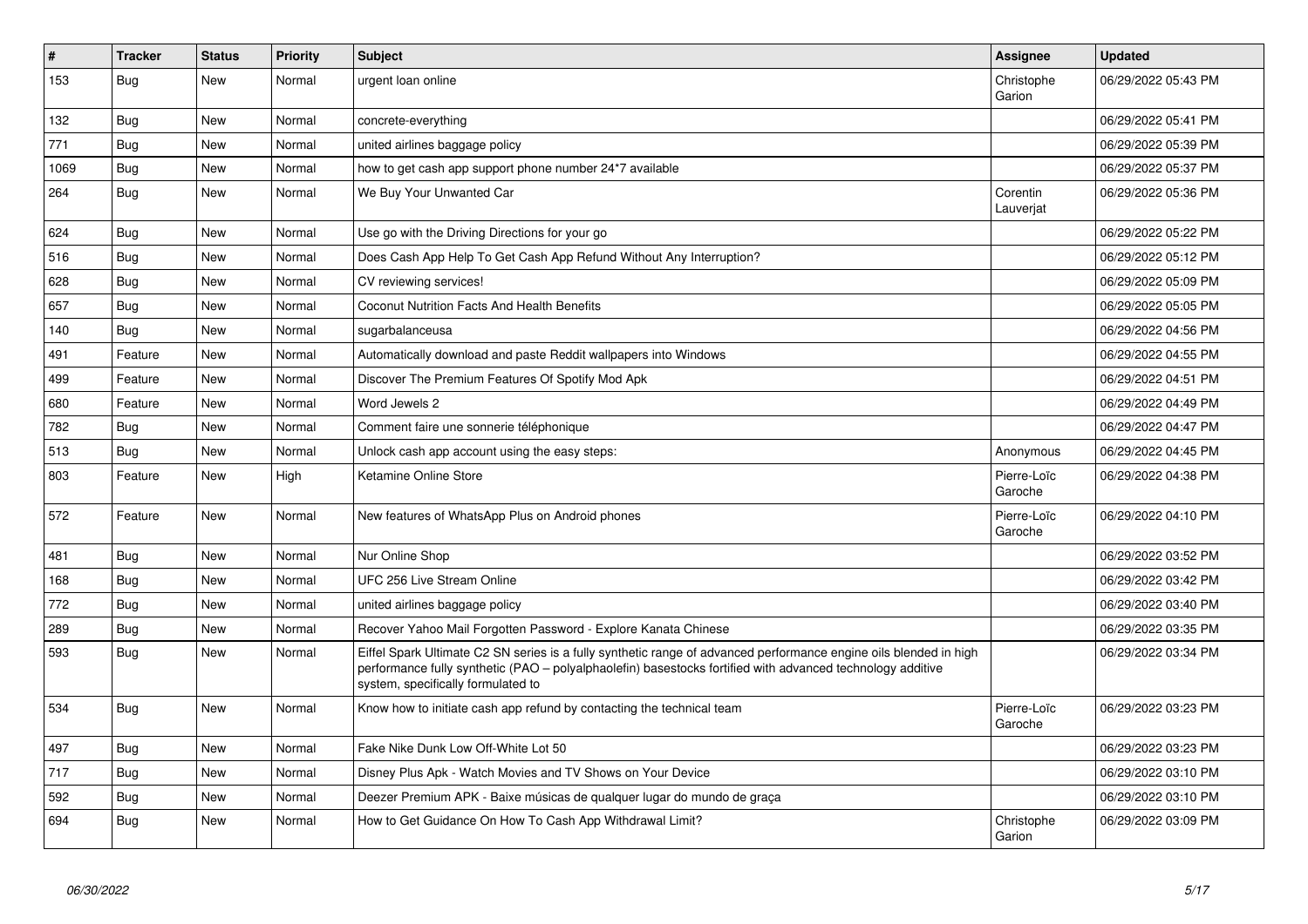| # | Tracker | Status | Priority | Subject | Assignee | Updated |
|---|---|---|---|---|---|---|
| 153 | Bug | New | Normal | urgent loan online | Christophe Garion | 06/29/2022 05:43 PM |
| 132 | Bug | New | Normal | concrete-everything | | 06/29/2022 05:41 PM |
| 771 | Bug | New | Normal | united airlines baggage policy | | 06/29/2022 05:39 PM |
| 1069 | Bug | New | Normal | how to get cash app support phone number 24*7 available | | 06/29/2022 05:37 PM |
| 264 | Bug | New | Normal | We Buy Your Unwanted Car | Corentin Lauverjat | 06/29/2022 05:36 PM |
| 624 | Bug | New | Normal | Use go with the Driving Directions for your go | | 06/29/2022 05:22 PM |
| 516 | Bug | New | Normal | Does Cash App Help To Get Cash App Refund Without Any Interruption? | | 06/29/2022 05:12 PM |
| 628 | Bug | New | Normal | CV reviewing services! | | 06/29/2022 05:09 PM |
| 657 | Bug | New | Normal | Coconut Nutrition Facts And Health Benefits | | 06/29/2022 05:05 PM |
| 140 | Bug | New | Normal | sugarbalanceusa | | 06/29/2022 04:56 PM |
| 491 | Feature | New | Normal | Automatically download and paste Reddit wallpapers into Windows | | 06/29/2022 04:55 PM |
| 499 | Feature | New | Normal | Discover The Premium Features Of Spotify Mod Apk | | 06/29/2022 04:51 PM |
| 680 | Feature | New | Normal | Word Jewels 2 | | 06/29/2022 04:49 PM |
| 782 | Bug | New | Normal | Comment faire une sonnerie téléphonique | | 06/29/2022 04:47 PM |
| 513 | Bug | New | Normal | Unlock cash app account using the easy steps: | Anonymous | 06/29/2022 04:45 PM |
| 803 | Feature | New | High | Ketamine Online Store | Pierre-Loïc Garoche | 06/29/2022 04:38 PM |
| 572 | Feature | New | Normal | New features of WhatsApp Plus on Android phones | Pierre-Loïc Garoche | 06/29/2022 04:10 PM |
| 481 | Bug | New | Normal | Nur Online Shop | | 06/29/2022 03:52 PM |
| 168 | Bug | New | Normal | UFC 256 Live Stream Online | | 06/29/2022 03:42 PM |
| 772 | Bug | New | Normal | united airlines baggage policy | | 06/29/2022 03:40 PM |
| 289 | Bug | New | Normal | Recover Yahoo Mail Forgotten Password - Explore Kanata Chinese | | 06/29/2022 03:35 PM |
| 593 | Bug | New | Normal | Eiffel Spark Ultimate C2 SN series is a fully synthetic range of advanced performance engine oils blended in high performance fully synthetic (PAO – polyalphaolefin) basestocks fortified with advanced technology additive system, specifically formulated to | | 06/29/2022 03:34 PM |
| 534 | Bug | New | Normal | Know how to initiate cash app refund by contacting the technical team | Pierre-Loïc Garoche | 06/29/2022 03:23 PM |
| 497 | Bug | New | Normal | Fake Nike Dunk Low Off-White Lot 50 | | 06/29/2022 03:23 PM |
| 717 | Bug | New | Normal | Disney Plus Apk - Watch Movies and TV Shows on Your Device | | 06/29/2022 03:10 PM |
| 592 | Bug | New | Normal | Deezer Premium APK - Baixe músicas de qualquer lugar do mundo de graça | | 06/29/2022 03:10 PM |
| 694 | Bug | New | Normal | How to Get Guidance On How To Cash App Withdrawal Limit? | Christophe Garion | 06/29/2022 03:09 PM |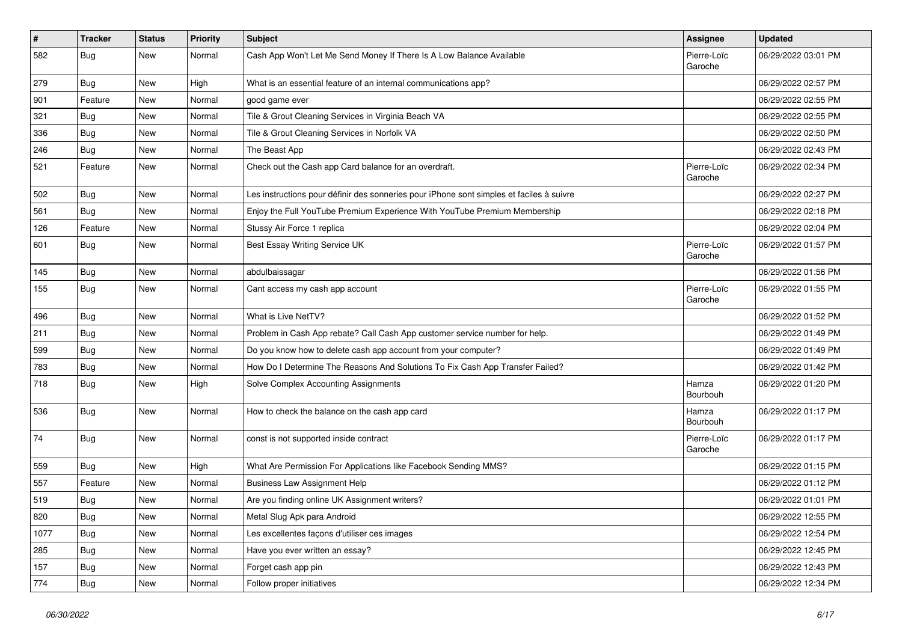| # | Tracker | Status | Priority | Subject | Assignee | Updated |
| --- | --- | --- | --- | --- | --- | --- |
| 582 | Bug | New | Normal | Cash App Won't Let Me Send Money If There Is A Low Balance Available | Pierre-Loïc Garoche | 06/29/2022 03:01 PM |
| 279 | Bug | New | High | What is an essential feature of an internal communications app? | | 06/29/2022 02:57 PM |
| 901 | Feature | New | Normal | good game ever | | 06/29/2022 02:55 PM |
| 321 | Bug | New | Normal | Tile & Grout Cleaning Services in Virginia Beach VA | | 06/29/2022 02:55 PM |
| 336 | Bug | New | Normal | Tile & Grout Cleaning Services in Norfolk VA | | 06/29/2022 02:50 PM |
| 246 | Bug | New | Normal | The Beast App | | 06/29/2022 02:43 PM |
| 521 | Feature | New | Normal | Check out the Cash app Card balance for an overdraft. | Pierre-Loïc Garoche | 06/29/2022 02:34 PM |
| 502 | Bug | New | Normal | Les instructions pour définir des sonneries pour iPhone sont simples et faciles à suivre | | 06/29/2022 02:27 PM |
| 561 | Bug | New | Normal | Enjoy the Full YouTube Premium Experience With YouTube Premium Membership | | 06/29/2022 02:18 PM |
| 126 | Feature | New | Normal | Stussy Air Force 1 replica | | 06/29/2022 02:04 PM |
| 601 | Bug | New | Normal | Best Essay Writing Service UK | Pierre-Loïc Garoche | 06/29/2022 01:57 PM |
| 145 | Bug | New | Normal | abdulbaissagar | | 06/29/2022 01:56 PM |
| 155 | Bug | New | Normal | Cant access my cash app account | Pierre-Loïc Garoche | 06/29/2022 01:55 PM |
| 496 | Bug | New | Normal | What is Live NetTV? | | 06/29/2022 01:52 PM |
| 211 | Bug | New | Normal | Problem in Cash App rebate? Call Cash App customer service number for help. | | 06/29/2022 01:49 PM |
| 599 | Bug | New | Normal | Do you know how to delete cash app account from your computer? | | 06/29/2022 01:49 PM |
| 783 | Bug | New | Normal | How Do I Determine The Reasons And Solutions To Fix Cash App Transfer Failed? | | 06/29/2022 01:42 PM |
| 718 | Bug | New | High | Solve Complex Accounting Assignments | Hamza Bourbouh | 06/29/2022 01:20 PM |
| 536 | Bug | New | Normal | How to check the balance on the cash app card | Hamza Bourbouh | 06/29/2022 01:17 PM |
| 74 | Bug | New | Normal | const is not supported inside contract | Pierre-Loïc Garoche | 06/29/2022 01:17 PM |
| 559 | Bug | New | High | What Are Permission For Applications like Facebook Sending MMS? | | 06/29/2022 01:15 PM |
| 557 | Feature | New | Normal | Business Law Assignment Help | | 06/29/2022 01:12 PM |
| 519 | Bug | New | Normal | Are you finding online UK Assignment writers? | | 06/29/2022 01:01 PM |
| 820 | Bug | New | Normal | Metal Slug Apk para Android | | 06/29/2022 12:55 PM |
| 1077 | Bug | New | Normal | Les excellentes façons d'utiliser ces images | | 06/29/2022 12:54 PM |
| 285 | Bug | New | Normal | Have you ever written an essay? | | 06/29/2022 12:45 PM |
| 157 | Bug | New | Normal | Forget cash app pin | | 06/29/2022 12:43 PM |
| 774 | Bug | New | Normal | Follow proper initiatives | | 06/29/2022 12:34 PM |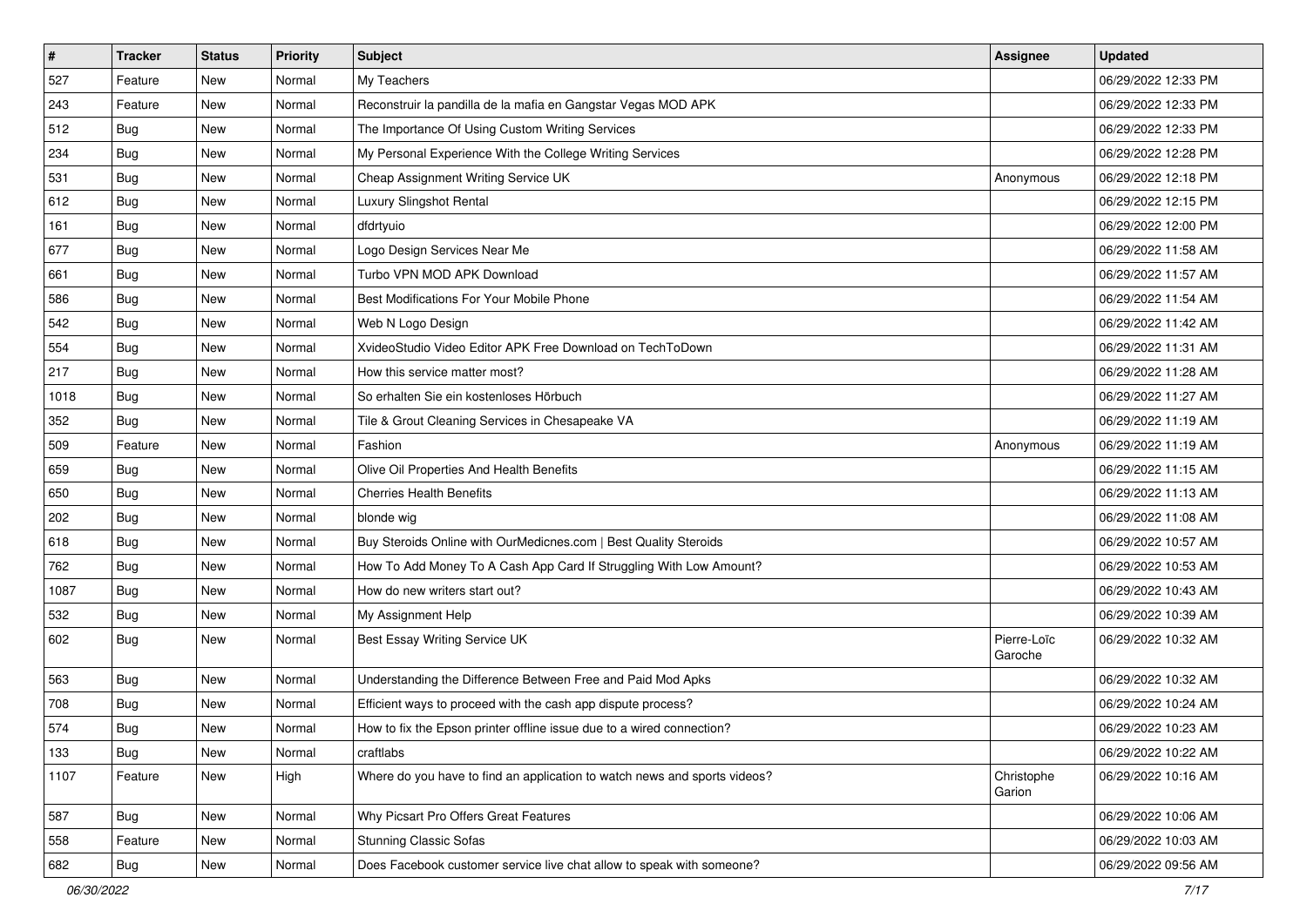| # | Tracker | Status | Priority | Subject | Assignee | Updated |
|---|---|---|---|---|---|---|
| 527 | Feature | New | Normal | My Teachers | | 06/29/2022 12:33 PM |
| 243 | Feature | New | Normal | Reconstruir la pandilla de la mafia en Gangstar Vegas MOD APK | | 06/29/2022 12:33 PM |
| 512 | Bug | New | Normal | The Importance Of Using Custom Writing Services | | 06/29/2022 12:33 PM |
| 234 | Bug | New | Normal | My Personal Experience With the College Writing Services | | 06/29/2022 12:28 PM |
| 531 | Bug | New | Normal | Cheap Assignment Writing Service UK | Anonymous | 06/29/2022 12:18 PM |
| 612 | Bug | New | Normal | Luxury Slingshot Rental | | 06/29/2022 12:15 PM |
| 161 | Bug | New | Normal | dfdrtyuio | | 06/29/2022 12:00 PM |
| 677 | Bug | New | Normal | Logo Design Services Near Me | | 06/29/2022 11:58 AM |
| 661 | Bug | New | Normal | Turbo VPN MOD APK Download | | 06/29/2022 11:57 AM |
| 586 | Bug | New | Normal | Best Modifications For Your Mobile Phone | | 06/29/2022 11:54 AM |
| 542 | Bug | New | Normal | Web N Logo Design | | 06/29/2022 11:42 AM |
| 554 | Bug | New | Normal | XvideoStudio Video Editor APK Free Download on TechToDown | | 06/29/2022 11:31 AM |
| 217 | Bug | New | Normal | How this service matter most? | | 06/29/2022 11:28 AM |
| 1018 | Bug | New | Normal | So erhalten Sie ein kostenloses Hörbuch | | 06/29/2022 11:27 AM |
| 352 | Bug | New | Normal | Tile & Grout Cleaning Services in Chesapeake VA | | 06/29/2022 11:19 AM |
| 509 | Feature | New | Normal | Fashion | Anonymous | 06/29/2022 11:19 AM |
| 659 | Bug | New | Normal | Olive Oil Properties And Health Benefits | | 06/29/2022 11:15 AM |
| 650 | Bug | New | Normal | Cherries Health Benefits | | 06/29/2022 11:13 AM |
| 202 | Bug | New | Normal | blonde wig | | 06/29/2022 11:08 AM |
| 618 | Bug | New | Normal | Buy Steroids Online with OurMedicnes.com \| Best Quality Steroids | | 06/29/2022 10:57 AM |
| 762 | Bug | New | Normal | How To Add Money To A Cash App Card If Struggling With Low Amount? | | 06/29/2022 10:53 AM |
| 1087 | Bug | New | Normal | How do new writers start out? | | 06/29/2022 10:43 AM |
| 532 | Bug | New | Normal | My Assignment Help | | 06/29/2022 10:39 AM |
| 602 | Bug | New | Normal | Best Essay Writing Service UK | Pierre-Loïc Garoche | 06/29/2022 10:32 AM |
| 563 | Bug | New | Normal | Understanding the Difference Between Free and Paid Mod Apks | | 06/29/2022 10:32 AM |
| 708 | Bug | New | Normal | Efficient ways to proceed with the cash app dispute process? | | 06/29/2022 10:24 AM |
| 574 | Bug | New | Normal | How to fix the Epson printer offline issue due to a wired connection? | | 06/29/2022 10:23 AM |
| 133 | Bug | New | Normal | craftlabs | | 06/29/2022 10:22 AM |
| 1107 | Feature | New | High | Where do you have to find an application to watch news and sports videos? | Christophe Garion | 06/29/2022 10:16 AM |
| 587 | Bug | New | Normal | Why Picsart Pro Offers Great Features | | 06/29/2022 10:06 AM |
| 558 | Feature | New | Normal | Stunning Classic Sofas | | 06/29/2022 10:03 AM |
| 682 | Bug | New | Normal | Does Facebook customer service live chat allow to speak with someone? | | 06/29/2022 09:56 AM |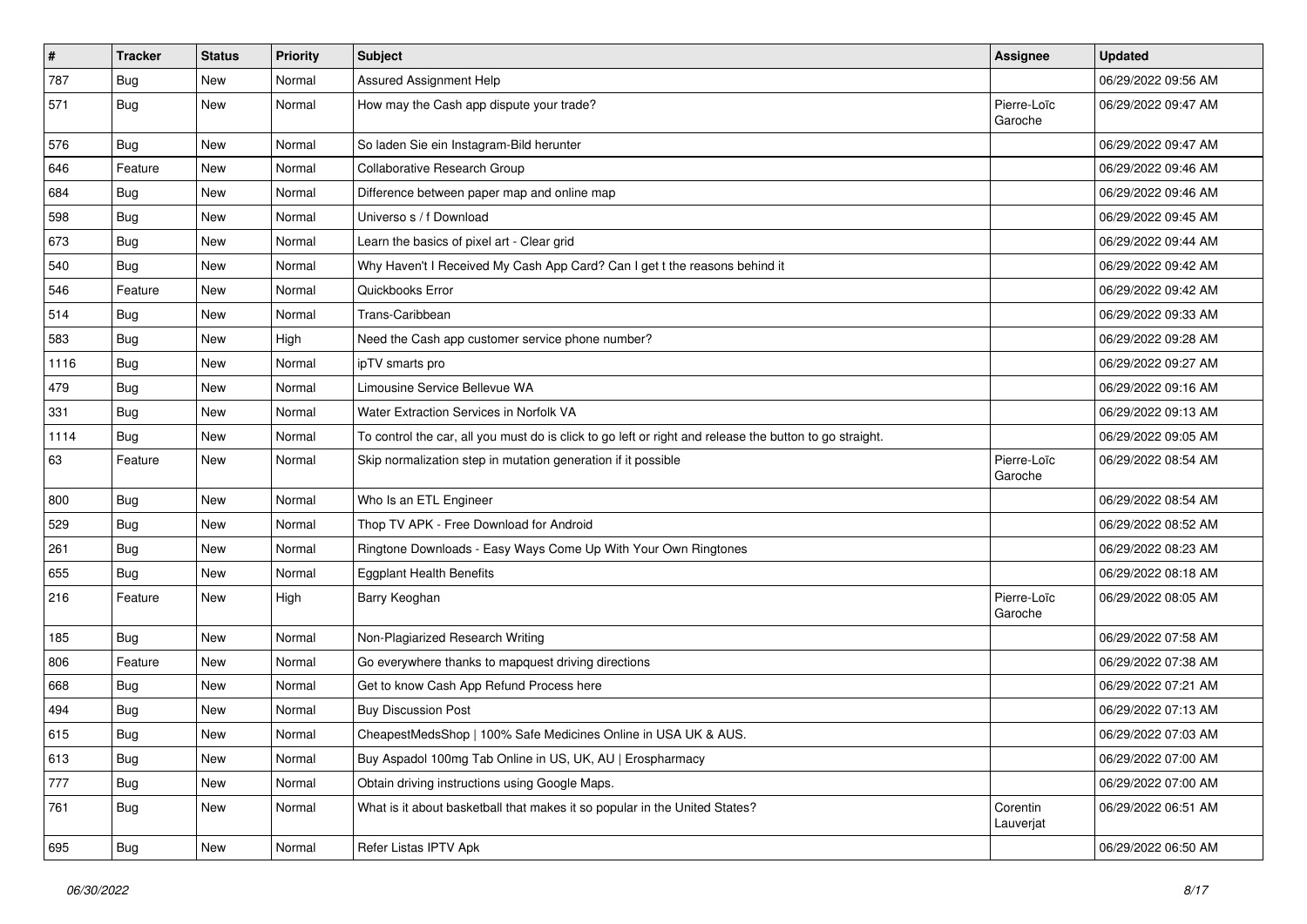| # | Tracker | Status | Priority | Subject | Assignee | Updated |
|---|---|---|---|---|---|---|
| 787 | Bug | New | Normal | Assured Assignment Help | | 06/29/2022 09:56 AM |
| 571 | Bug | New | Normal | How may the Cash app dispute your trade? | Pierre-Loïc Garoche | 06/29/2022 09:47 AM |
| 576 | Bug | New | Normal | So laden Sie ein Instagram-Bild herunter | | 06/29/2022 09:47 AM |
| 646 | Feature | New | Normal | Collaborative Research Group | | 06/29/2022 09:46 AM |
| 684 | Bug | New | Normal | Difference between paper map and online map | | 06/29/2022 09:46 AM |
| 598 | Bug | New | Normal | Universo s / f Download | | 06/29/2022 09:45 AM |
| 673 | Bug | New | Normal | Learn the basics of pixel art - Clear grid | | 06/29/2022 09:44 AM |
| 540 | Bug | New | Normal | Why Haven't I Received My Cash App Card? Can I get t the reasons behind it | | 06/29/2022 09:42 AM |
| 546 | Feature | New | Normal | Quickbooks Error | | 06/29/2022 09:42 AM |
| 514 | Bug | New | Normal | Trans-Caribbean | | 06/29/2022 09:33 AM |
| 583 | Bug | New | High | Need the Cash app customer service phone number? | | 06/29/2022 09:28 AM |
| 1116 | Bug | New | Normal | ipTV smarts pro | | 06/29/2022 09:27 AM |
| 479 | Bug | New | Normal | Limousine Service Bellevue WA | | 06/29/2022 09:16 AM |
| 331 | Bug | New | Normal | Water Extraction Services in Norfolk VA | | 06/29/2022 09:13 AM |
| 1114 | Bug | New | Normal | To control the car, all you must do is click to go left or right and release the button to go straight. | | 06/29/2022 09:05 AM |
| 63 | Feature | New | Normal | Skip normalization step in mutation generation if it possible | Pierre-Loïc Garoche | 06/29/2022 08:54 AM |
| 800 | Bug | New | Normal | Who Is an ETL Engineer | | 06/29/2022 08:54 AM |
| 529 | Bug | New | Normal | Thop TV APK - Free Download for Android | | 06/29/2022 08:52 AM |
| 261 | Bug | New | Normal | Ringtone Downloads - Easy Ways Come Up With Your Own Ringtones | | 06/29/2022 08:23 AM |
| 655 | Bug | New | Normal | Eggplant Health Benefits | | 06/29/2022 08:18 AM |
| 216 | Feature | New | High | Barry Keoghan | Pierre-Loïc Garoche | 06/29/2022 08:05 AM |
| 185 | Bug | New | Normal | Non-Plagiarized Research Writing | | 06/29/2022 07:58 AM |
| 806 | Feature | New | Normal | Go everywhere thanks to mapquest driving directions | | 06/29/2022 07:38 AM |
| 668 | Bug | New | Normal | Get to know Cash App Refund Process here | | 06/29/2022 07:21 AM |
| 494 | Bug | New | Normal | Buy Discussion Post | | 06/29/2022 07:13 AM |
| 615 | Bug | New | Normal | CheapestMedsShop \| 100% Safe Medicines Online in USA UK & AUS. | | 06/29/2022 07:03 AM |
| 613 | Bug | New | Normal | Buy Aspadol 100mg Tab Online in US, UK, AU \| Erospharmacy | | 06/29/2022 07:00 AM |
| 777 | Bug | New | Normal | Obtain driving instructions using Google Maps. | | 06/29/2022 07:00 AM |
| 761 | Bug | New | Normal | What is it about basketball that makes it so popular in the United States? | Corentin Lauverjat | 06/29/2022 06:51 AM |
| 695 | Bug | New | Normal | Refer Listas IPTV Apk | | 06/29/2022 06:50 AM |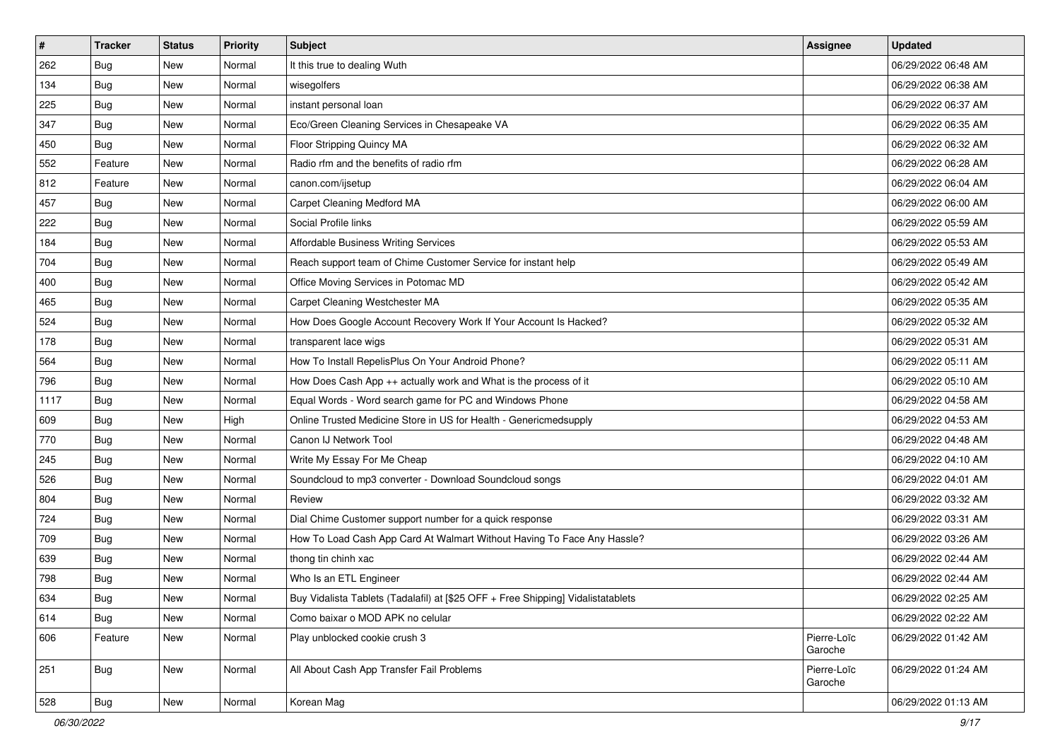| # | Tracker | Status | Priority | Subject | Assignee | Updated |
|---|---|---|---|---|---|---|
| 262 | Bug | New | Normal | It this true to dealing Wuth | | 06/29/2022 06:48 AM |
| 134 | Bug | New | Normal | wisegolfers | | 06/29/2022 06:38 AM |
| 225 | Bug | New | Normal | instant personal loan | | 06/29/2022 06:37 AM |
| 347 | Bug | New | Normal | Eco/Green Cleaning Services in Chesapeake VA | | 06/29/2022 06:35 AM |
| 450 | Bug | New | Normal | Floor Stripping Quincy MA | | 06/29/2022 06:32 AM |
| 552 | Feature | New | Normal | Radio rfm and the benefits of radio rfm | | 06/29/2022 06:28 AM |
| 812 | Feature | New | Normal | canon.com/ijsetup | | 06/29/2022 06:04 AM |
| 457 | Bug | New | Normal | Carpet Cleaning Medford MA | | 06/29/2022 06:00 AM |
| 222 | Bug | New | Normal | Social Profile links | | 06/29/2022 05:59 AM |
| 184 | Bug | New | Normal | Affordable Business Writing Services | | 06/29/2022 05:53 AM |
| 704 | Bug | New | Normal | Reach support team of Chime Customer Service for instant help | | 06/29/2022 05:49 AM |
| 400 | Bug | New | Normal | Office Moving Services in Potomac MD | | 06/29/2022 05:42 AM |
| 465 | Bug | New | Normal | Carpet Cleaning Westchester MA | | 06/29/2022 05:35 AM |
| 524 | Bug | New | Normal | How Does Google Account Recovery Work If Your Account Is Hacked? | | 06/29/2022 05:32 AM |
| 178 | Bug | New | Normal | transparent lace wigs | | 06/29/2022 05:31 AM |
| 564 | Bug | New | Normal | How To Install RepelisPlus On Your Android Phone? | | 06/29/2022 05:11 AM |
| 796 | Bug | New | Normal | How Does Cash App ++ actually work and What is the process of it | | 06/29/2022 05:10 AM |
| 1117 | Bug | New | Normal | Equal Words - Word search game for PC and Windows Phone | | 06/29/2022 04:58 AM |
| 609 | Bug | New | High | Online Trusted Medicine Store in US for Health - Genericmedsupply | | 06/29/2022 04:53 AM |
| 770 | Bug | New | Normal | Canon IJ Network Tool | | 06/29/2022 04:48 AM |
| 245 | Bug | New | Normal | Write My Essay For Me Cheap | | 06/29/2022 04:10 AM |
| 526 | Bug | New | Normal | Soundcloud to mp3 converter - Download Soundcloud songs | | 06/29/2022 04:01 AM |
| 804 | Bug | New | Normal | Review | | 06/29/2022 03:32 AM |
| 724 | Bug | New | Normal | Dial Chime Customer support number for a quick response | | 06/29/2022 03:31 AM |
| 709 | Bug | New | Normal | How To Load Cash App Card At Walmart Without Having To Face Any Hassle? | | 06/29/2022 03:26 AM |
| 639 | Bug | New | Normal | thong tin chinh xac | | 06/29/2022 02:44 AM |
| 798 | Bug | New | Normal | Who Is an ETL Engineer | | 06/29/2022 02:44 AM |
| 634 | Bug | New | Normal | Buy Vidalista Tablets (Tadalafil) at [$25 OFF + Free Shipping] Vidalistatablets | | 06/29/2022 02:25 AM |
| 614 | Bug | New | Normal | Como baixar o MOD APK no celular | | 06/29/2022 02:22 AM |
| 606 | Feature | New | Normal | Play unblocked cookie crush 3 | Pierre-Loïc Garoche | 06/29/2022 01:42 AM |
| 251 | Bug | New | Normal | All About Cash App Transfer Fail Problems | Pierre-Loïc Garoche | 06/29/2022 01:24 AM |
| 528 | Bug | New | Normal | Korean Mag | | 06/29/2022 01:13 AM |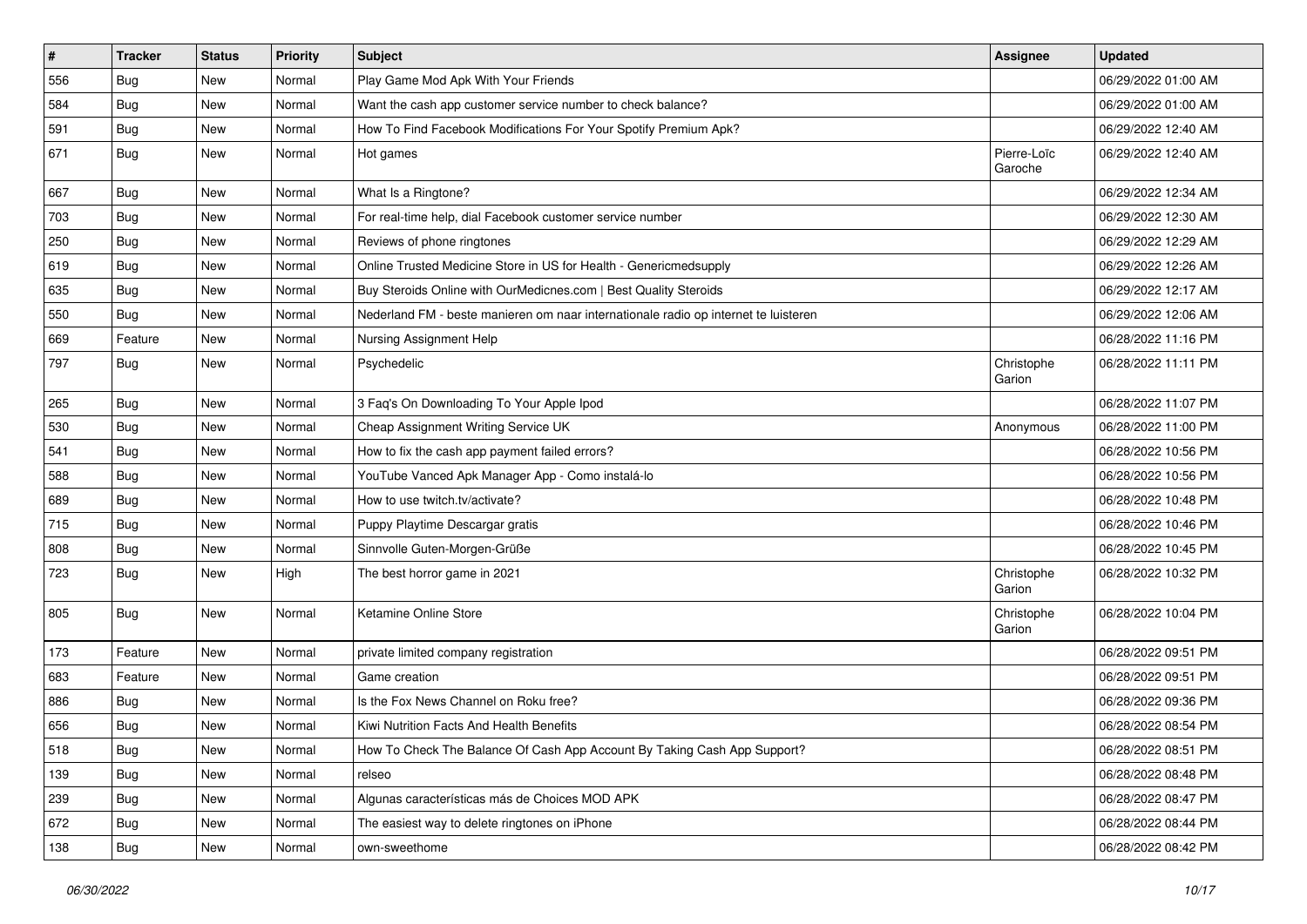| # | Tracker | Status | Priority | Subject | Assignee | Updated |
|---|---|---|---|---|---|---|
| 556 | Bug | New | Normal | Play Game Mod Apk With Your Friends | | 06/29/2022 01:00 AM |
| 584 | Bug | New | Normal | Want the cash app customer service number to check balance? | | 06/29/2022 01:00 AM |
| 591 | Bug | New | Normal | How To Find Facebook Modifications For Your Spotify Premium Apk? | | 06/29/2022 12:40 AM |
| 671 | Bug | New | Normal | Hot games | Pierre-Loïc Garoche | 06/29/2022 12:40 AM |
| 667 | Bug | New | Normal | What Is a Ringtone? | | 06/29/2022 12:34 AM |
| 703 | Bug | New | Normal | For real-time help, dial Facebook customer service number | | 06/29/2022 12:30 AM |
| 250 | Bug | New | Normal | Reviews of phone ringtones | | 06/29/2022 12:29 AM |
| 619 | Bug | New | Normal | Online Trusted Medicine Store in US for Health - Genericmedsupply | | 06/29/2022 12:26 AM |
| 635 | Bug | New | Normal | Buy Steroids Online with OurMedicnes.com \| Best Quality Steroids | | 06/29/2022 12:17 AM |
| 550 | Bug | New | Normal | Nederland FM - beste manieren om naar internationale radio op internet te luisteren | | 06/29/2022 12:06 AM |
| 669 | Feature | New | Normal | Nursing Assignment Help | | 06/28/2022 11:16 PM |
| 797 | Bug | New | Normal | Psychedelic | Christophe Garion | 06/28/2022 11:11 PM |
| 265 | Bug | New | Normal | 3 Faq's On Downloading To Your Apple Ipod | | 06/28/2022 11:07 PM |
| 530 | Bug | New | Normal | Cheap Assignment Writing Service UK | Anonymous | 06/28/2022 11:00 PM |
| 541 | Bug | New | Normal | How to fix the cash app payment failed errors? | | 06/28/2022 10:56 PM |
| 588 | Bug | New | Normal | YouTube Vanced Apk Manager App - Como instalá-lo | | 06/28/2022 10:56 PM |
| 689 | Bug | New | Normal | How to use twitch.tv/activate? | | 06/28/2022 10:48 PM |
| 715 | Bug | New | Normal | Puppy Playtime Descargar gratis | | 06/28/2022 10:46 PM |
| 808 | Bug | New | Normal | Sinnvolle Guten-Morgen-Grüße | | 06/28/2022 10:45 PM |
| 723 | Bug | New | High | The best horror game in 2021 | Christophe Garion | 06/28/2022 10:32 PM |
| 805 | Bug | New | Normal | Ketamine Online Store | Christophe Garion | 06/28/2022 10:04 PM |
| 173 | Feature | New | Normal | private limited company registration | | 06/28/2022 09:51 PM |
| 683 | Feature | New | Normal | Game creation | | 06/28/2022 09:51 PM |
| 886 | Bug | New | Normal | Is the Fox News Channel on Roku free? | | 06/28/2022 09:36 PM |
| 656 | Bug | New | Normal | Kiwi Nutrition Facts And Health Benefits | | 06/28/2022 08:54 PM |
| 518 | Bug | New | Normal | How To Check The Balance Of Cash App Account By Taking Cash App Support? | | 06/28/2022 08:51 PM |
| 139 | Bug | New | Normal | relseo | | 06/28/2022 08:48 PM |
| 239 | Bug | New | Normal | Algunas características más de Choices MOD APK | | 06/28/2022 08:47 PM |
| 672 | Bug | New | Normal | The easiest way to delete ringtones on iPhone | | 06/28/2022 08:44 PM |
| 138 | Bug | New | Normal | own-sweethome | | 06/28/2022 08:42 PM |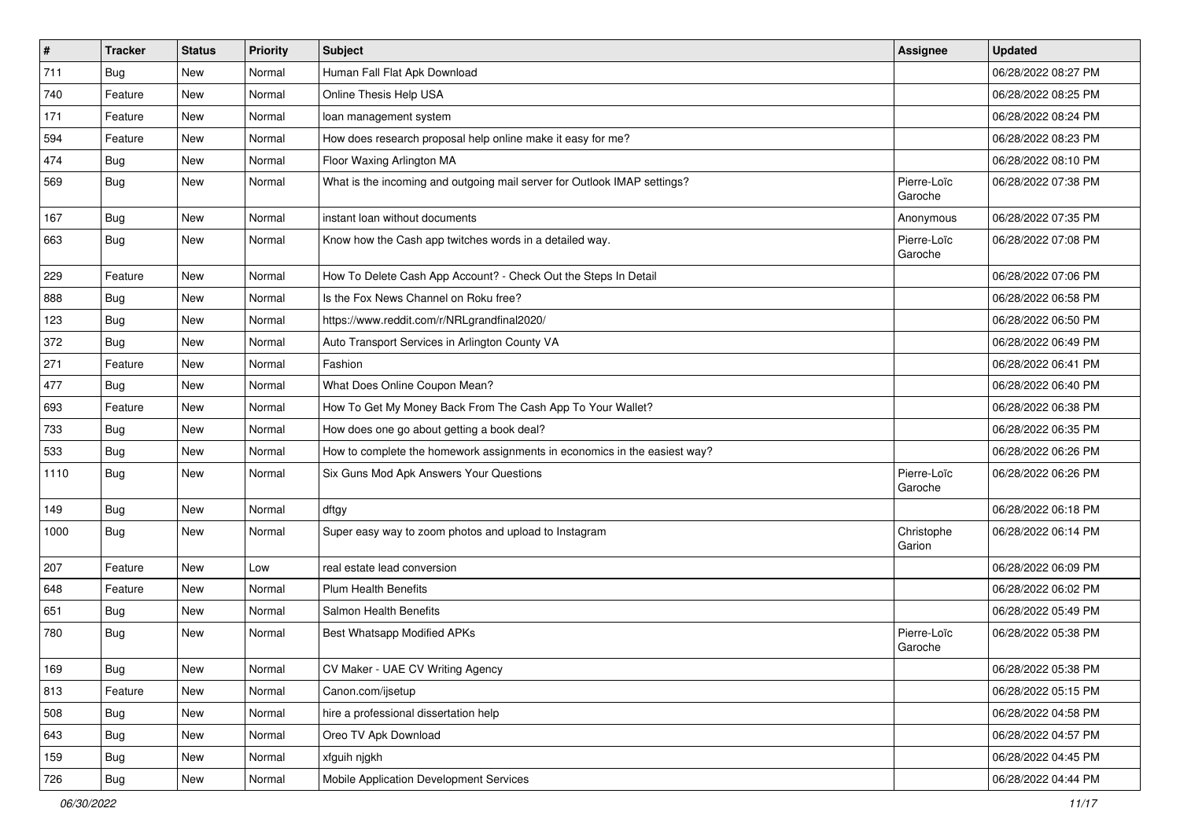| # | Tracker | Status | Priority | Subject | Assignee | Updated |
|---|---|---|---|---|---|---|
| 711 | Bug | New | Normal | Human Fall Flat Apk Download | | 06/28/2022 08:27 PM |
| 740 | Feature | New | Normal | Online Thesis Help USA | | 06/28/2022 08:25 PM |
| 171 | Feature | New | Normal | loan management system | | 06/28/2022 08:24 PM |
| 594 | Feature | New | Normal | How does research proposal help online make it easy for me? | | 06/28/2022 08:23 PM |
| 474 | Bug | New | Normal | Floor Waxing Arlington MA | | 06/28/2022 08:10 PM |
| 569 | Bug | New | Normal | What is the incoming and outgoing mail server for Outlook IMAP settings? | Pierre-Loïc Garoche | 06/28/2022 07:38 PM |
| 167 | Bug | New | Normal | instant loan without documents | Anonymous | 06/28/2022 07:35 PM |
| 663 | Bug | New | Normal | Know how the Cash app twitches words in a detailed way. | Pierre-Loïc Garoche | 06/28/2022 07:08 PM |
| 229 | Feature | New | Normal | How To Delete Cash App Account? - Check Out the Steps In Detail | | 06/28/2022 07:06 PM |
| 888 | Bug | New | Normal | Is the Fox News Channel on Roku free? | | 06/28/2022 06:58 PM |
| 123 | Bug | New | Normal | https://www.reddit.com/r/NRLgrandfinal2020/ | | 06/28/2022 06:50 PM |
| 372 | Bug | New | Normal | Auto Transport Services in Arlington County VA | | 06/28/2022 06:49 PM |
| 271 | Feature | New | Normal | Fashion | | 06/28/2022 06:41 PM |
| 477 | Bug | New | Normal | What Does Online Coupon Mean? | | 06/28/2022 06:40 PM |
| 693 | Feature | New | Normal | How To Get My Money Back From The Cash App To Your Wallet? | | 06/28/2022 06:38 PM |
| 733 | Bug | New | Normal | How does one go about getting a book deal? | | 06/28/2022 06:35 PM |
| 533 | Bug | New | Normal | How to complete the homework assignments in economics in the easiest way? | | 06/28/2022 06:26 PM |
| 1110 | Bug | New | Normal | Six Guns Mod Apk Answers Your Questions | Pierre-Loïc Garoche | 06/28/2022 06:26 PM |
| 149 | Bug | New | Normal | dftgy | | 06/28/2022 06:18 PM |
| 1000 | Bug | New | Normal | Super easy way to zoom photos and upload to Instagram | Christophe Garion | 06/28/2022 06:14 PM |
| 207 | Feature | New | Low | real estate lead conversion | | 06/28/2022 06:09 PM |
| 648 | Feature | New | Normal | Plum Health Benefits | | 06/28/2022 06:02 PM |
| 651 | Bug | New | Normal | Salmon Health Benefits | | 06/28/2022 05:49 PM |
| 780 | Bug | New | Normal | Best Whatsapp Modified APKs | Pierre-Loïc Garoche | 06/28/2022 05:38 PM |
| 169 | Bug | New | Normal | CV Maker - UAE CV Writing Agency | | 06/28/2022 05:38 PM |
| 813 | Feature | New | Normal | Canon.com/ijsetup | | 06/28/2022 05:15 PM |
| 508 | Bug | New | Normal | hire a professional dissertation help | | 06/28/2022 04:58 PM |
| 643 | Bug | New | Normal | Oreo TV Apk Download | | 06/28/2022 04:57 PM |
| 159 | Bug | New | Normal | xfguih njgkh | | 06/28/2022 04:45 PM |
| 726 | Bug | New | Normal | Mobile Application Development Services | | 06/28/2022 04:44 PM |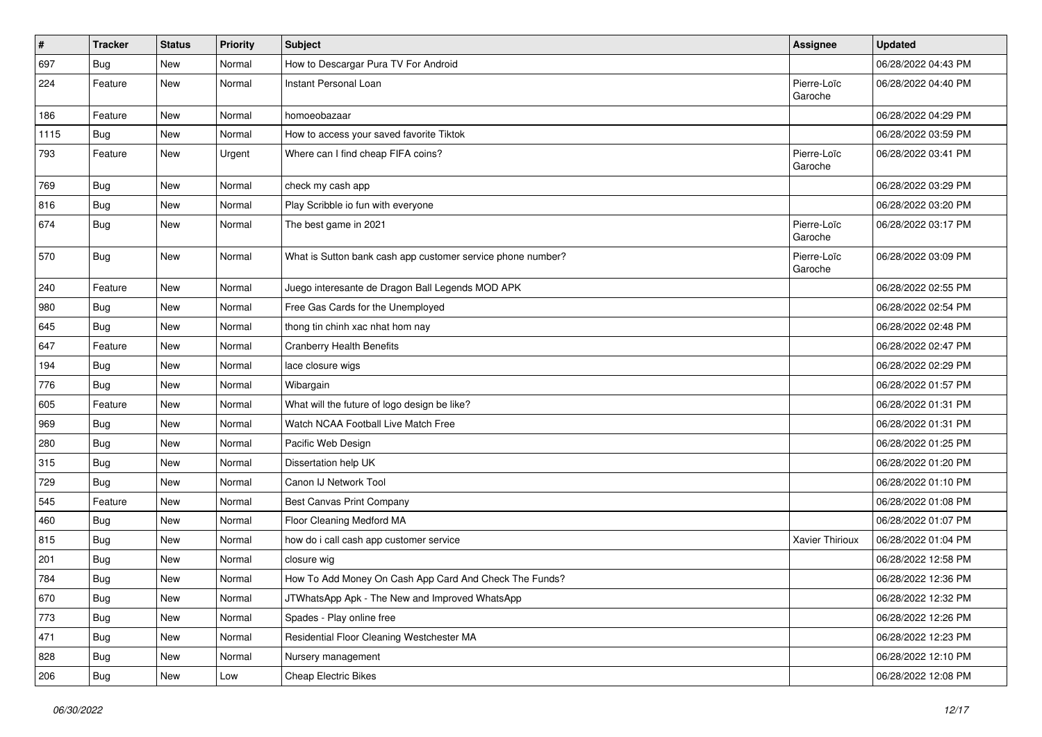| # | Tracker | Status | Priority | Subject | Assignee | Updated |
| --- | --- | --- | --- | --- | --- | --- |
| 697 | Bug | New | Normal | How to Descargar Pura TV For Android | | 06/28/2022 04:43 PM |
| 224 | Feature | New | Normal | Instant Personal Loan | Pierre-Loïc Garoche | 06/28/2022 04:40 PM |
| 186 | Feature | New | Normal | homoeobazaar | | 06/28/2022 04:29 PM |
| 1115 | Bug | New | Normal | How to access your saved favorite Tiktok | | 06/28/2022 03:59 PM |
| 793 | Feature | New | Urgent | Where can I find cheap FIFA coins? | Pierre-Loïc Garoche | 06/28/2022 03:41 PM |
| 769 | Bug | New | Normal | check my cash app | | 06/28/2022 03:29 PM |
| 816 | Bug | New | Normal | Play Scribble io fun with everyone | | 06/28/2022 03:20 PM |
| 674 | Bug | New | Normal | The best game in 2021 | Pierre-Loïc Garoche | 06/28/2022 03:17 PM |
| 570 | Bug | New | Normal | What is Sutton bank cash app customer service phone number? | Pierre-Loïc Garoche | 06/28/2022 03:09 PM |
| 240 | Feature | New | Normal | Juego interesante de Dragon Ball Legends MOD APK | | 06/28/2022 02:55 PM |
| 980 | Bug | New | Normal | Free Gas Cards for the Unemployed | | 06/28/2022 02:54 PM |
| 645 | Bug | New | Normal | thong tin chinh xac nhat hom nay | | 06/28/2022 02:48 PM |
| 647 | Feature | New | Normal | Cranberry Health Benefits | | 06/28/2022 02:47 PM |
| 194 | Bug | New | Normal | lace closure wigs | | 06/28/2022 02:29 PM |
| 776 | Bug | New | Normal | Wibargain | | 06/28/2022 01:57 PM |
| 605 | Feature | New | Normal | What will the future of logo design be like? | | 06/28/2022 01:31 PM |
| 969 | Bug | New | Normal | Watch NCAA Football Live Match Free | | 06/28/2022 01:31 PM |
| 280 | Bug | New | Normal | Pacific Web Design | | 06/28/2022 01:25 PM |
| 315 | Bug | New | Normal | Dissertation help UK | | 06/28/2022 01:20 PM |
| 729 | Bug | New | Normal | Canon IJ Network Tool | | 06/28/2022 01:10 PM |
| 545 | Feature | New | Normal | Best Canvas Print Company | | 06/28/2022 01:08 PM |
| 460 | Bug | New | Normal | Floor Cleaning Medford MA | | 06/28/2022 01:07 PM |
| 815 | Bug | New | Normal | how do i call cash app customer service | Xavier Thirioux | 06/28/2022 01:04 PM |
| 201 | Bug | New | Normal | closure wig | | 06/28/2022 12:58 PM |
| 784 | Bug | New | Normal | How To Add Money On Cash App Card And Check The Funds? | | 06/28/2022 12:36 PM |
| 670 | Bug | New | Normal | JTWhatsApp Apk - The New and Improved WhatsApp | | 06/28/2022 12:32 PM |
| 773 | Bug | New | Normal | Spades - Play online free | | 06/28/2022 12:26 PM |
| 471 | Bug | New | Normal | Residential Floor Cleaning Westchester MA | | 06/28/2022 12:23 PM |
| 828 | Bug | New | Normal | Nursery management | | 06/28/2022 12:10 PM |
| 206 | Bug | New | Low | Cheap Electric Bikes | | 06/28/2022 12:08 PM |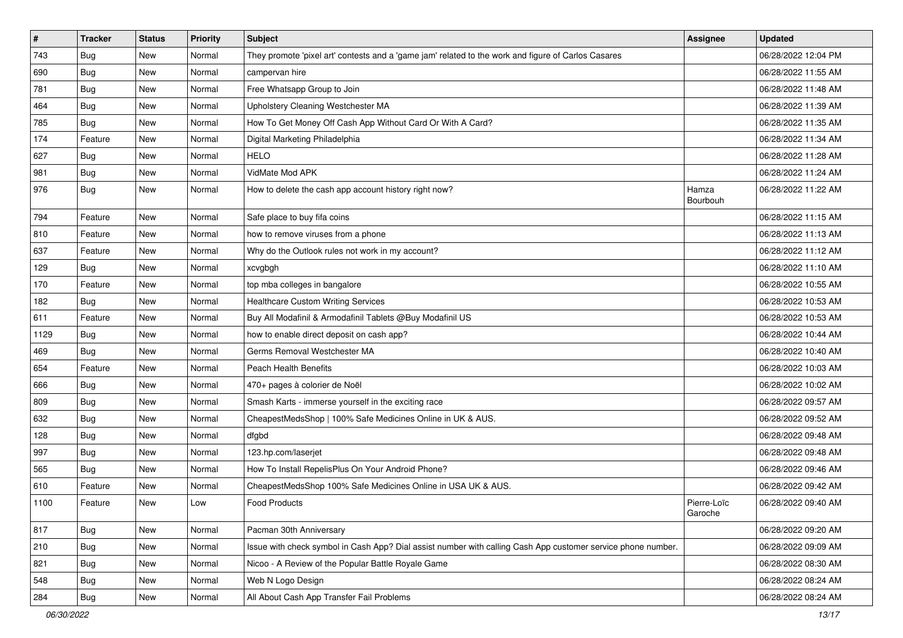| # | Tracker | Status | Priority | Subject | Assignee | Updated |
|---|---|---|---|---|---|---|
| 743 | Bug | New | Normal | They promote 'pixel art' contests and a 'game jam' related to the work and figure of Carlos Casares | | 06/28/2022 12:04 PM |
| 690 | Bug | New | Normal | campervan hire | | 06/28/2022 11:55 AM |
| 781 | Bug | New | Normal | Free Whatsapp Group to Join | | 06/28/2022 11:48 AM |
| 464 | Bug | New | Normal | Upholstery Cleaning Westchester MA | | 06/28/2022 11:39 AM |
| 785 | Bug | New | Normal | How To Get Money Off Cash App Without Card Or With A Card? | | 06/28/2022 11:35 AM |
| 174 | Feature | New | Normal | Digital Marketing Philadelphia | | 06/28/2022 11:34 AM |
| 627 | Bug | New | Normal | HELO | | 06/28/2022 11:28 AM |
| 981 | Bug | New | Normal | VidMate Mod APK | | 06/28/2022 11:24 AM |
| 976 | Bug | New | Normal | How to delete the cash app account history right now? | Hamza Bourbouh | 06/28/2022 11:22 AM |
| 794 | Feature | New | Normal | Safe place to buy fifa coins | | 06/28/2022 11:15 AM |
| 810 | Feature | New | Normal | how to remove viruses from a phone | | 06/28/2022 11:13 AM |
| 637 | Feature | New | Normal | Why do the Outlook rules not work in my account? | | 06/28/2022 11:12 AM |
| 129 | Bug | New | Normal | xcvgbgh | | 06/28/2022 11:10 AM |
| 170 | Feature | New | Normal | top mba colleges in bangalore | | 06/28/2022 10:55 AM |
| 182 | Bug | New | Normal | Healthcare Custom Writing Services | | 06/28/2022 10:53 AM |
| 611 | Feature | New | Normal | Buy All Modafinil & Armodafinil Tablets @Buy Modafinil US | | 06/28/2022 10:53 AM |
| 1129 | Bug | New | Normal | how to enable direct deposit on cash app? | | 06/28/2022 10:44 AM |
| 469 | Bug | New | Normal | Germs Removal Westchester MA | | 06/28/2022 10:40 AM |
| 654 | Feature | New | Normal | Peach Health Benefits | | 06/28/2022 10:03 AM |
| 666 | Bug | New | Normal | 470+ pages à colorier de Noël | | 06/28/2022 10:02 AM |
| 809 | Bug | New | Normal | Smash Karts - immerse yourself in the exciting race | | 06/28/2022 09:57 AM |
| 632 | Bug | New | Normal | CheapestMedsShop \| 100% Safe Medicines Online in UK & AUS. | | 06/28/2022 09:52 AM |
| 128 | Bug | New | Normal | dfgbd | | 06/28/2022 09:48 AM |
| 997 | Bug | New | Normal | 123.hp.com/laserjet | | 06/28/2022 09:48 AM |
| 565 | Bug | New | Normal | How To Install RepelisPlus On Your Android Phone? | | 06/28/2022 09:46 AM |
| 610 | Feature | New | Normal | CheapestMedsShop 100% Safe Medicines Online in USA UK & AUS. | | 06/28/2022 09:42 AM |
| 1100 | Feature | New | Low | Food Products | Pierre-Loïc Garoche | 06/28/2022 09:40 AM |
| 817 | Bug | New | Normal | Pacman 30th Anniversary | | 06/28/2022 09:20 AM |
| 210 | Bug | New | Normal | Issue with check symbol in Cash App? Dial assist number with calling Cash App customer service phone number. | | 06/28/2022 09:09 AM |
| 821 | Bug | New | Normal | Nicoo - A Review of the Popular Battle Royale Game | | 06/28/2022 08:30 AM |
| 548 | Bug | New | Normal | Web N Logo Design | | 06/28/2022 08:24 AM |
| 284 | Bug | New | Normal | All About Cash App Transfer Fail Problems | | 06/28/2022 08:24 AM |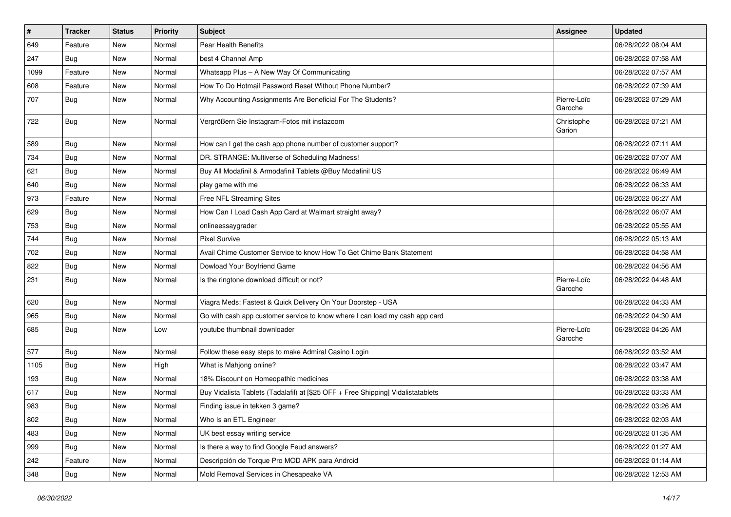| # | Tracker | Status | Priority | Subject | Assignee | Updated |
|---|---|---|---|---|---|---|
| 649 | Feature | New | Normal | Pear Health Benefits | | 06/28/2022 08:04 AM |
| 247 | Bug | New | Normal | best 4 Channel Amp | | 06/28/2022 07:58 AM |
| 1099 | Feature | New | Normal | Whatsapp Plus – A New Way Of Communicating | | 06/28/2022 07:57 AM |
| 608 | Feature | New | Normal | How To Do Hotmail Password Reset Without Phone Number? | | 06/28/2022 07:39 AM |
| 707 | Bug | New | Normal | Why Accounting Assignments Are Beneficial For The Students? | Pierre-Loïc Garoche | 06/28/2022 07:29 AM |
| 722 | Bug | New | Normal | Vergrößern Sie Instagram-Fotos mit instazoom | Christophe Garion | 06/28/2022 07:21 AM |
| 589 | Bug | New | Normal | How can I get the cash app phone number of customer support? | | 06/28/2022 07:11 AM |
| 734 | Bug | New | Normal | DR. STRANGE: Multiverse of Scheduling Madness! | | 06/28/2022 07:07 AM |
| 621 | Bug | New | Normal | Buy All Modafinil & Armodafinil Tablets @Buy Modafinil US | | 06/28/2022 06:49 AM |
| 640 | Bug | New | Normal | play game with me | | 06/28/2022 06:33 AM |
| 973 | Feature | New | Normal | Free NFL Streaming Sites | | 06/28/2022 06:27 AM |
| 629 | Bug | New | Normal | How Can I Load Cash App Card at Walmart straight away? | | 06/28/2022 06:07 AM |
| 753 | Bug | New | Normal | onlineessaygrader | | 06/28/2022 05:55 AM |
| 744 | Bug | New | Normal | Pixel Survive | | 06/28/2022 05:13 AM |
| 702 | Bug | New | Normal | Avail Chime Customer Service to know How To Get Chime Bank Statement | | 06/28/2022 04:58 AM |
| 822 | Bug | New | Normal | Dowload Your Boyfriend Game | | 06/28/2022 04:56 AM |
| 231 | Bug | New | Normal | Is the ringtone download difficult or not? | Pierre-Loïc Garoche | 06/28/2022 04:48 AM |
| 620 | Bug | New | Normal | Viagra Meds: Fastest & Quick Delivery On Your Doorstep - USA | | 06/28/2022 04:33 AM |
| 965 | Bug | New | Normal | Go with cash app customer service to know where I can load my cash app card | | 06/28/2022 04:30 AM |
| 685 | Bug | New | Low | youtube thumbnail downloader | Pierre-Loïc Garoche | 06/28/2022 04:26 AM |
| 577 | Bug | New | Normal | Follow these easy steps to make Admiral Casino Login | | 06/28/2022 03:52 AM |
| 1105 | Bug | New | High | What is Mahjong online? | | 06/28/2022 03:47 AM |
| 193 | Bug | New | Normal | 18% Discount on Homeopathic medicines | | 06/28/2022 03:38 AM |
| 617 | Bug | New | Normal | Buy Vidalista Tablets (Tadalafil) at [$25 OFF + Free Shipping] Vidalistatablets | | 06/28/2022 03:33 AM |
| 983 | Bug | New | Normal | Finding issue in tekken 3 game? | | 06/28/2022 03:26 AM |
| 802 | Bug | New | Normal | Who Is an ETL Engineer | | 06/28/2022 02:03 AM |
| 483 | Bug | New | Normal | UK best essay writing service | | 06/28/2022 01:35 AM |
| 999 | Bug | New | Normal | Is there a way to find Google Feud answers? | | 06/28/2022 01:27 AM |
| 242 | Feature | New | Normal | Descripción de Torque Pro MOD APK para Android | | 06/28/2022 01:14 AM |
| 348 | Bug | New | Normal | Mold Removal Services in Chesapeake VA | | 06/28/2022 12:53 AM |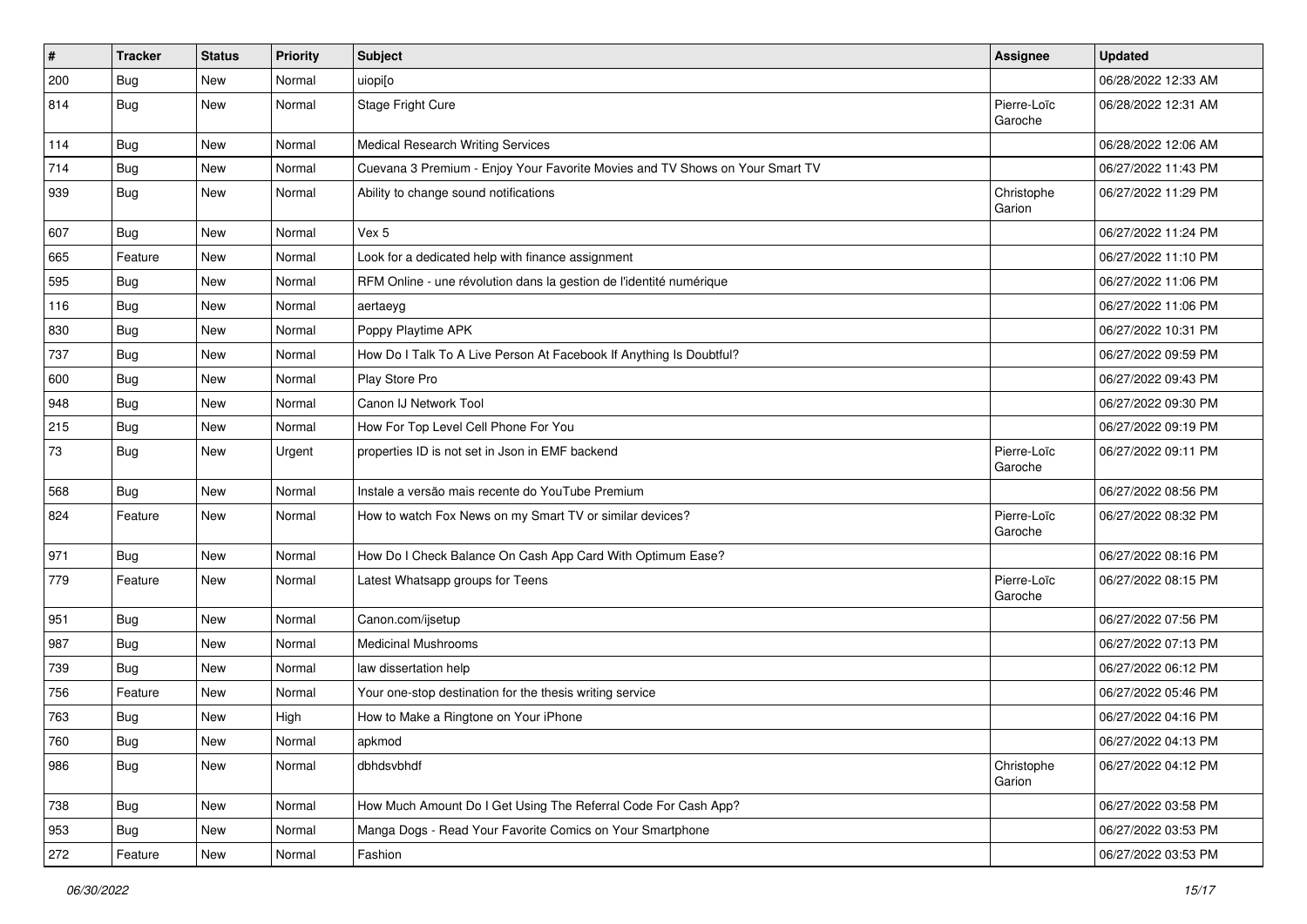| # | Tracker | Status | Priority | Subject | Assignee | Updated |
|---|---|---|---|---|---|---|
| 200 | Bug | New | Normal | uiopi[o | | 06/28/2022 12:33 AM |
| 814 | Bug | New | Normal | Stage Fright Cure | Pierre-Loïc Garoche | 06/28/2022 12:31 AM |
| 114 | Bug | New | Normal | Medical Research Writing Services | | 06/28/2022 12:06 AM |
| 714 | Bug | New | Normal | Cuevana 3 Premium - Enjoy Your Favorite Movies and TV Shows on Your Smart TV | | 06/27/2022 11:43 PM |
| 939 | Bug | New | Normal | Ability to change sound notifications | Christophe Garion | 06/27/2022 11:29 PM |
| 607 | Bug | New | Normal | Vex 5 | | 06/27/2022 11:24 PM |
| 665 | Feature | New | Normal | Look for a dedicated help with finance assignment | | 06/27/2022 11:10 PM |
| 595 | Bug | New | Normal | RFM Online - une révolution dans la gestion de l'identité numérique | | 06/27/2022 11:06 PM |
| 116 | Bug | New | Normal | aertaeyg | | 06/27/2022 11:06 PM |
| 830 | Bug | New | Normal | Poppy Playtime APK | | 06/27/2022 10:31 PM |
| 737 | Bug | New | Normal | How Do I Talk To A Live Person At Facebook If Anything Is Doubtful? | | 06/27/2022 09:59 PM |
| 600 | Bug | New | Normal | Play Store Pro | | 06/27/2022 09:43 PM |
| 948 | Bug | New | Normal | Canon IJ Network Tool | | 06/27/2022 09:30 PM |
| 215 | Bug | New | Normal | How For Top Level Cell Phone For You | | 06/27/2022 09:19 PM |
| 73 | Bug | New | Urgent | properties ID is not set in Json in EMF backend | Pierre-Loïc Garoche | 06/27/2022 09:11 PM |
| 568 | Bug | New | Normal | Instale a versão mais recente do YouTube Premium | | 06/27/2022 08:56 PM |
| 824 | Feature | New | Normal | How to watch Fox News on my Smart TV or similar devices? | Pierre-Loïc Garoche | 06/27/2022 08:32 PM |
| 971 | Bug | New | Normal | How Do I Check Balance On Cash App Card With Optimum Ease? | | 06/27/2022 08:16 PM |
| 779 | Feature | New | Normal | Latest Whatsapp groups for Teens | Pierre-Loïc Garoche | 06/27/2022 08:15 PM |
| 951 | Bug | New | Normal | Canon.com/ijsetup | | 06/27/2022 07:56 PM |
| 987 | Bug | New | Normal | Medicinal Mushrooms | | 06/27/2022 07:13 PM |
| 739 | Bug | New | Normal | law dissertation help | | 06/27/2022 06:12 PM |
| 756 | Feature | New | Normal | Your one-stop destination for the thesis writing service | | 06/27/2022 05:46 PM |
| 763 | Bug | New | High | How to Make a Ringtone on Your iPhone | | 06/27/2022 04:16 PM |
| 760 | Bug | New | Normal | apkmod | | 06/27/2022 04:13 PM |
| 986 | Bug | New | Normal | dbhdsvbhdf | Christophe Garion | 06/27/2022 04:12 PM |
| 738 | Bug | New | Normal | How Much Amount Do I Get Using The Referral Code For Cash App? | | 06/27/2022 03:58 PM |
| 953 | Bug | New | Normal | Manga Dogs - Read Your Favorite Comics on Your Smartphone | | 06/27/2022 03:53 PM |
| 272 | Feature | New | Normal | Fashion | | 06/27/2022 03:53 PM |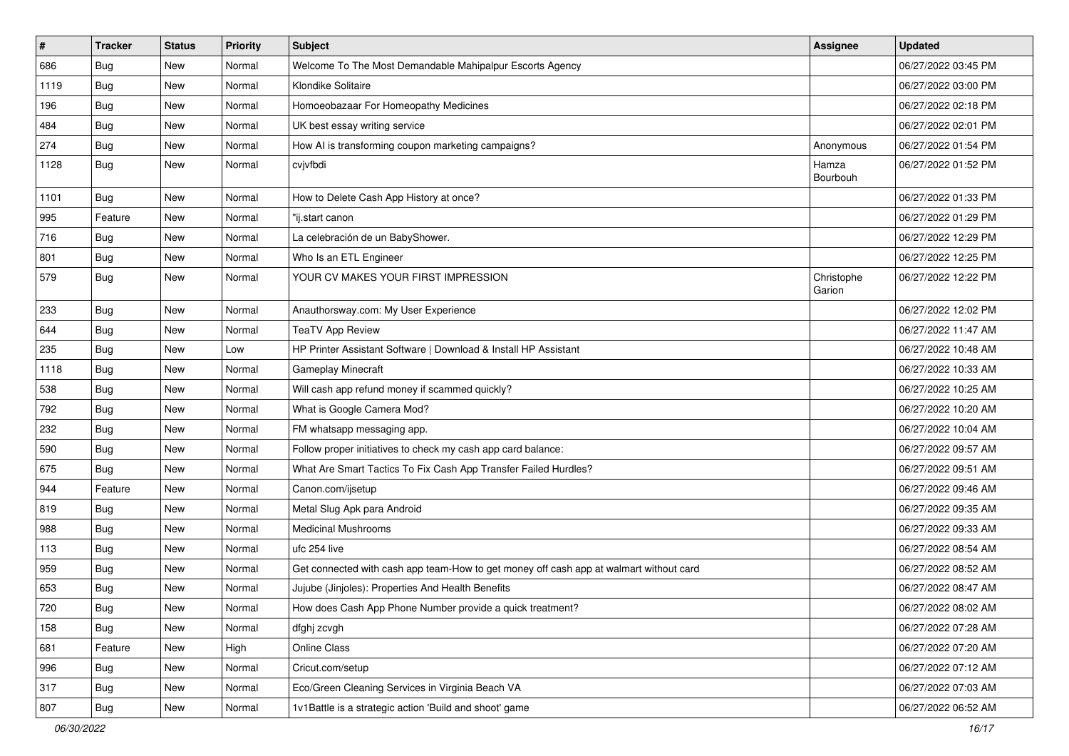| # | Tracker | Status | Priority | Subject | Assignee | Updated |
|---|---|---|---|---|---|---|
| 686 | Bug | New | Normal | Welcome To The Most Demandable Mahipalpur Escorts Agency | | 06/27/2022 03:45 PM |
| 1119 | Bug | New | Normal | Klondike Solitaire | | 06/27/2022 03:00 PM |
| 196 | Bug | New | Normal | Homoeobazaar For Homeopathy Medicines | | 06/27/2022 02:18 PM |
| 484 | Bug | New | Normal | UK best essay writing service | | 06/27/2022 02:01 PM |
| 274 | Bug | New | Normal | How AI is transforming coupon marketing campaigns? | Anonymous | 06/27/2022 01:54 PM |
| 1128 | Bug | New | Normal | cvjvfbdi | Hamza Bourbouh | 06/27/2022 01:52 PM |
| 1101 | Bug | New | Normal | How to Delete Cash App History at once? | | 06/27/2022 01:33 PM |
| 995 | Feature | New | Normal | "ij.start canon | | 06/27/2022 01:29 PM |
| 716 | Bug | New | Normal | La celebración de un BabyShower. | | 06/27/2022 12:29 PM |
| 801 | Bug | New | Normal | Who Is an ETL Engineer | | 06/27/2022 12:25 PM |
| 579 | Bug | New | Normal | YOUR CV MAKES YOUR FIRST IMPRESSION | Christophe Garion | 06/27/2022 12:22 PM |
| 233 | Bug | New | Normal | Anauthorsway.com: My User Experience | | 06/27/2022 12:02 PM |
| 644 | Bug | New | Normal | TeaTV App Review | | 06/27/2022 11:47 AM |
| 235 | Bug | New | Low | HP Printer Assistant Software \| Download & Install HP Assistant | | 06/27/2022 10:48 AM |
| 1118 | Bug | New | Normal | Gameplay Minecraft | | 06/27/2022 10:33 AM |
| 538 | Bug | New | Normal | Will cash app refund money if scammed quickly? | | 06/27/2022 10:25 AM |
| 792 | Bug | New | Normal | What is Google Camera Mod? | | 06/27/2022 10:20 AM |
| 232 | Bug | New | Normal | FM whatsapp messaging app. | | 06/27/2022 10:04 AM |
| 590 | Bug | New | Normal | Follow proper initiatives to check my cash app card balance: | | 06/27/2022 09:57 AM |
| 675 | Bug | New | Normal | What Are Smart Tactics To Fix Cash App Transfer Failed Hurdles? | | 06/27/2022 09:51 AM |
| 944 | Feature | New | Normal | Canon.com/ijsetup | | 06/27/2022 09:46 AM |
| 819 | Bug | New | Normal | Metal Slug Apk para Android | | 06/27/2022 09:35 AM |
| 988 | Bug | New | Normal | Medicinal Mushrooms | | 06/27/2022 09:33 AM |
| 113 | Bug | New | Normal | ufc 254 live | | 06/27/2022 08:54 AM |
| 959 | Bug | New | Normal | Get connected with cash app team-How to get money off cash app at walmart without card | | 06/27/2022 08:52 AM |
| 653 | Bug | New | Normal | Jujube (Jinjoles): Properties And Health Benefits | | 06/27/2022 08:47 AM |
| 720 | Bug | New | Normal | How does Cash App Phone Number provide a quick treatment? | | 06/27/2022 08:02 AM |
| 158 | Bug | New | Normal | dfghj zcvgh | | 06/27/2022 07:28 AM |
| 681 | Feature | New | High | Online Class | | 06/27/2022 07:20 AM |
| 996 | Bug | New | Normal | Cricut.com/setup | | 06/27/2022 07:12 AM |
| 317 | Bug | New | Normal | Eco/Green Cleaning Services in Virginia Beach VA | | 06/27/2022 07:03 AM |
| 807 | Bug | New | Normal | 1v1Battle is a strategic action 'Build and shoot' game | | 06/27/2022 06:52 AM |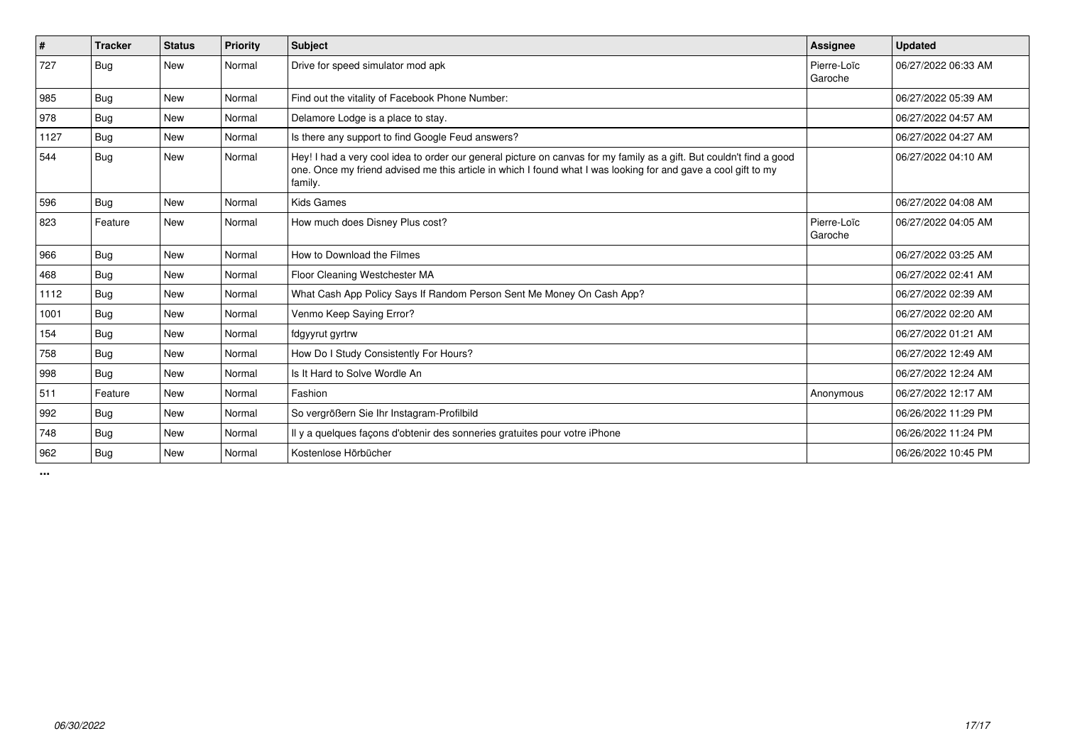| # | Tracker | Status | Priority | Subject | Assignee | Updated |
|---|---|---|---|---|---|---|
| 727 | Bug | New | Normal | Drive for speed simulator mod apk | Pierre-Loïc Garoche | 06/27/2022 06:33 AM |
| 985 | Bug | New | Normal | Find out the vitality of Facebook Phone Number: | | 06/27/2022 05:39 AM |
| 978 | Bug | New | Normal | Delamore Lodge is a place to stay. | | 06/27/2022 04:57 AM |
| 1127 | Bug | New | Normal | Is there any support to find Google Feud answers? | | 06/27/2022 04:27 AM |
| 544 | Bug | New | Normal | Hey! I had a very cool idea to order our general picture on canvas for my family as a gift. But couldn't find a good one. Once my friend advised me this article in which I found what I was looking for and gave a cool gift to my family. | | 06/27/2022 04:10 AM |
| 596 | Bug | New | Normal | Kids Games | | 06/27/2022 04:08 AM |
| 823 | Feature | New | Normal | How much does Disney Plus cost? | Pierre-Loïc Garoche | 06/27/2022 04:05 AM |
| 966 | Bug | New | Normal | How to Download the Filmes | | 06/27/2022 03:25 AM |
| 468 | Bug | New | Normal | Floor Cleaning Westchester MA | | 06/27/2022 02:41 AM |
| 1112 | Bug | New | Normal | What Cash App Policy Says If Random Person Sent Me Money On Cash App? | | 06/27/2022 02:39 AM |
| 1001 | Bug | New | Normal | Venmo Keep Saying Error? | | 06/27/2022 02:20 AM |
| 154 | Bug | New | Normal | fdgyyrut gyrtrw | | 06/27/2022 01:21 AM |
| 758 | Bug | New | Normal | How Do I Study Consistently For Hours? | | 06/27/2022 12:49 AM |
| 998 | Bug | New | Normal | Is It Hard to Solve Wordle An | | 06/27/2022 12:24 AM |
| 511 | Feature | New | Normal | Fashion | Anonymous | 06/27/2022 12:17 AM |
| 992 | Bug | New | Normal | So vergrößern Sie Ihr Instagram-Profilbild | | 06/26/2022 11:29 PM |
| 748 | Bug | New | Normal | Il y a quelques façons d'obtenir des sonneries gratuites pour votre iPhone | | 06/26/2022 11:24 PM |
| 962 | Bug | New | Normal | Kostenlose Hörbücher | | 06/26/2022 10:45 PM |

...